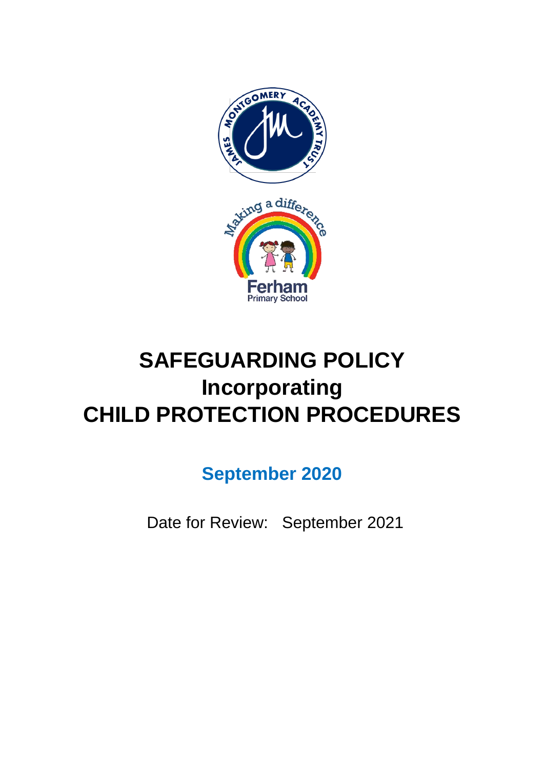# SAFEGUARDING POLICY
# Incorporating
# CHILD PROTECTION PROCEDURES

**September 2020**

Date for Review: September 2021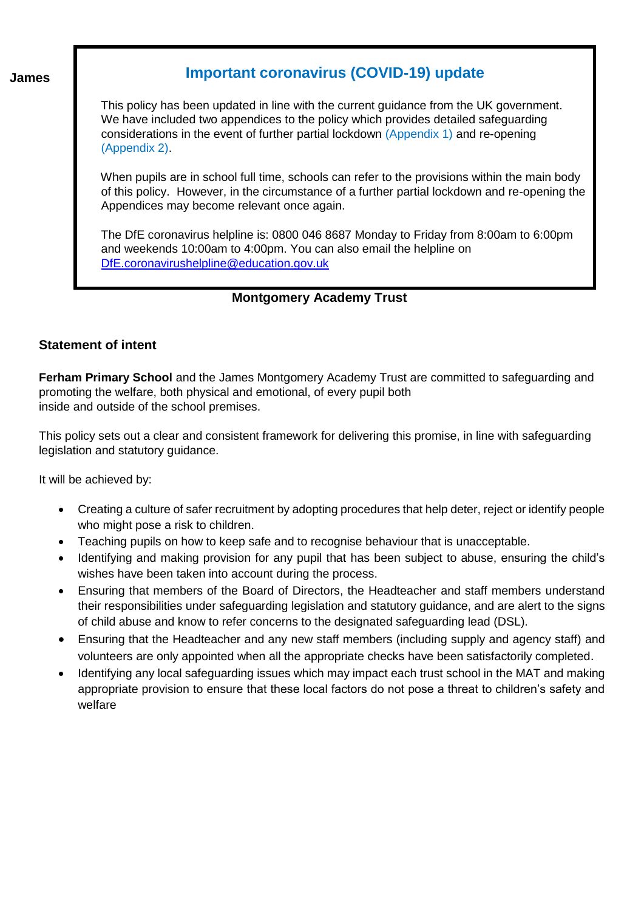## Important coronavirus (COVID-19) update

This policy has been updated in line with the current guidance from the UK government. We have included two appendices to the policy which provides detailed safeguarding considerations in the event of further partial lockdown (Appendix 1) and re-opening (Appendix 2).

When pupils are in school full time, schools can refer to the provisions within the main body of this policy. However, in the circumstance of a further partial lockdown and re-opening the Appendices may become relevant once again.

The DfE coronavirus helpline is: 0800 046 8687 Monday to Friday from 8:00am to 6:00pm and weekends 10:00am to 4:00pm. You can also email the helpline on DfE.coronavirushelpline@education.gov.uk

**James Montgomery Academy Trust**

### Statement of intent

**Ferham Primary School** and the James Montgomery Academy Trust are committed to safeguarding and promoting the welfare, both physical and emotional, of every pupil both inside and outside of the school premises.

This policy sets out a clear and consistent framework for delivering this promise, in line with safeguarding legislation and statutory guidance.

It will be achieved by:

- Creating a culture of safer recruitment by adopting procedures that help deter, reject or identify people who might pose a risk to children.
- Teaching pupils on how to keep safe and to recognise behaviour that is unacceptable.
- Identifying and making provision for any pupil that has been subject to abuse, ensuring the child's wishes have been taken into account during the process.
- Ensuring that members of the Board of Directors, the Headteacher and staff members understand their responsibilities under safeguarding legislation and statutory guidance, and are alert to the signs of child abuse and know to refer concerns to the designated safeguarding lead (DSL).
- Ensuring that the Headteacher and any new staff members (including supply and agency staff) and volunteers are only appointed when all the appropriate checks have been satisfactorily completed.
- Identifying any local safeguarding issues which may impact each trust school in the MAT and making appropriate provision to ensure that these local factors do not pose a threat to children's safety and welfare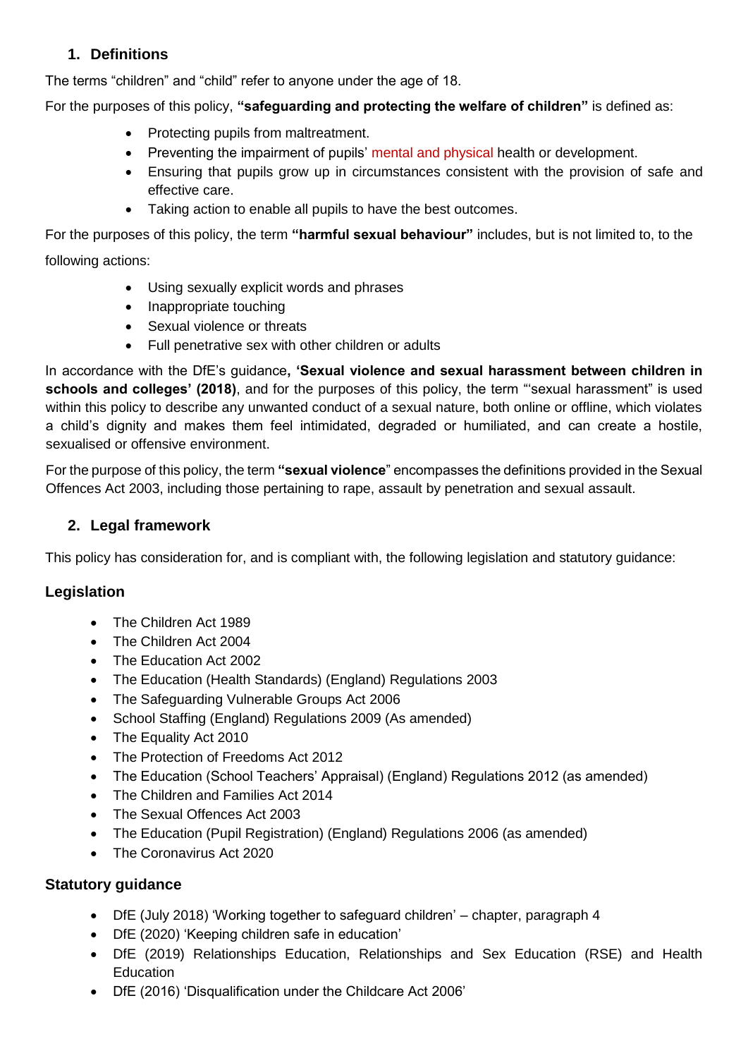## 1. Definitions

The terms "children" and "child" refer to anyone under the age of 18.

For the purposes of this policy, **"safeguarding and protecting the welfare of children"** is defined as:

- Protecting pupils from maltreatment.
- Preventing the impairment of pupils' mental and physical health or development.
- Ensuring that pupils grow up in circumstances consistent with the provision of safe and effective care.
- Taking action to enable all pupils to have the best outcomes.

For the purposes of this policy, the term **"harmful sexual behaviour"** includes, but is not limited to, to the following actions:

- Using sexually explicit words and phrases
- Inappropriate touching
- Sexual violence or threats
- Full penetrative sex with other children or adults

In accordance with the DfE's guidance**, 'Sexual violence and sexual harassment between children in schools and colleges' (2018)**, and for the purposes of this policy, the term "'sexual harassment" is used within this policy to describe any unwanted conduct of a sexual nature, both online or offline, which violates a child's dignity and makes them feel intimidated, degraded or humiliated, and can create a hostile, sexualised or offensive environment.

For the purpose of this policy, the term **"sexual violence**" encompasses the definitions provided in the Sexual Offences Act 2003, including those pertaining to rape, assault by penetration and sexual assault.

## 2. Legal framework

This policy has consideration for, and is compliant with, the following legislation and statutory guidance:

### Legislation

- The Children Act 1989
- The Children Act 2004
- The Education Act 2002
- The Education (Health Standards) (England) Regulations 2003
- The Safeguarding Vulnerable Groups Act 2006
- School Staffing (England) Regulations 2009 (As amended)
- The Equality Act 2010
- The Protection of Freedoms Act 2012
- The Education (School Teachers' Appraisal) (England) Regulations 2012 (as amended)
- The Children and Families Act 2014
- The Sexual Offences Act 2003
- The Education (Pupil Registration) (England) Regulations 2006 (as amended)
- The Coronavirus Act 2020

### Statutory guidance

- DfE (July 2018) 'Working together to safeguard children' – chapter, paragraph 4
- DfE (2020) 'Keeping children safe in education'
- DfE (2019) Relationships Education, Relationships and Sex Education (RSE) and Health Education
- DfE (2016) 'Disqualification under the Childcare Act 2006'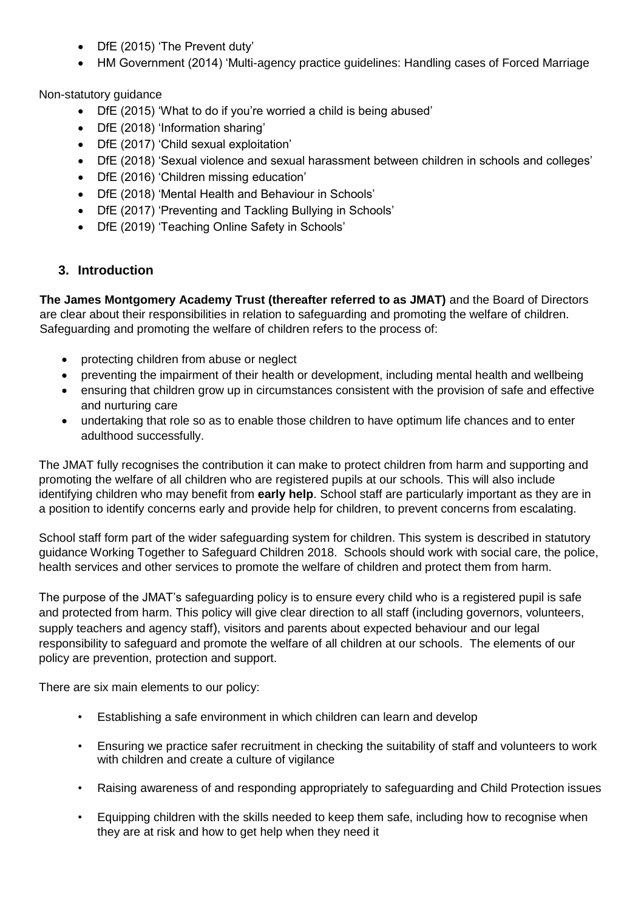- DfE (2015) 'The Prevent duty'
- HM Government (2014) 'Multi-agency practice guidelines: Handling cases of Forced Marriage

Non-statutory guidance

- DfE (2015) 'What to do if you're worried a child is being abused'
- DfE (2018) 'Information sharing'
- DfE (2017) 'Child sexual exploitation'
- DfE (2018) 'Sexual violence and sexual harassment between children in schools and colleges'
- DfE (2016) 'Children missing education'
- DfE (2018) 'Mental Health and Behaviour in Schools'
- DfE (2017) 'Preventing and Tackling Bullying in Schools'
- DfE (2019) 'Teaching Online Safety in Schools'

## 3. Introduction

**The James Montgomery Academy Trust (thereafter referred to as JMAT)** and the Board of Directors are clear about their responsibilities in relation to safeguarding and promoting the welfare of children. Safeguarding and promoting the welfare of children refers to the process of:

- protecting children from abuse or neglect
- preventing the impairment of their health or development, including mental health and wellbeing
- ensuring that children grow up in circumstances consistent with the provision of safe and effective and nurturing care
- undertaking that role so as to enable those children to have optimum life chances and to enter adulthood successfully.

The JMAT fully recognises the contribution it can make to protect children from harm and supporting and promoting the welfare of all children who are registered pupils at our schools. This will also include identifying children who may benefit from **early help**. School staff are particularly important as they are in a position to identify concerns early and provide help for children, to prevent concerns from escalating.

School staff form part of the wider safeguarding system for children. This system is described in statutory guidance Working Together to Safeguard Children 2018. Schools should work with social care, the police, health services and other services to promote the welfare of children and protect them from harm.

The purpose of the JMAT's safeguarding policy is to ensure every child who is a registered pupil is safe and protected from harm. This policy will give clear direction to all staff (including governors, volunteers, supply teachers and agency staff), visitors and parents about expected behaviour and our legal responsibility to safeguard and promote the welfare of all children at our schools. The elements of our policy are prevention, protection and support.

There are six main elements to our policy:

- Establishing a safe environment in which children can learn and develop
- Ensuring we practice safer recruitment in checking the suitability of staff and volunteers to work with children and create a culture of vigilance
- Raising awareness of and responding appropriately to safeguarding and Child Protection issues
- Equipping children with the skills needed to keep them safe, including how to recognise when they are at risk and how to get help when they need it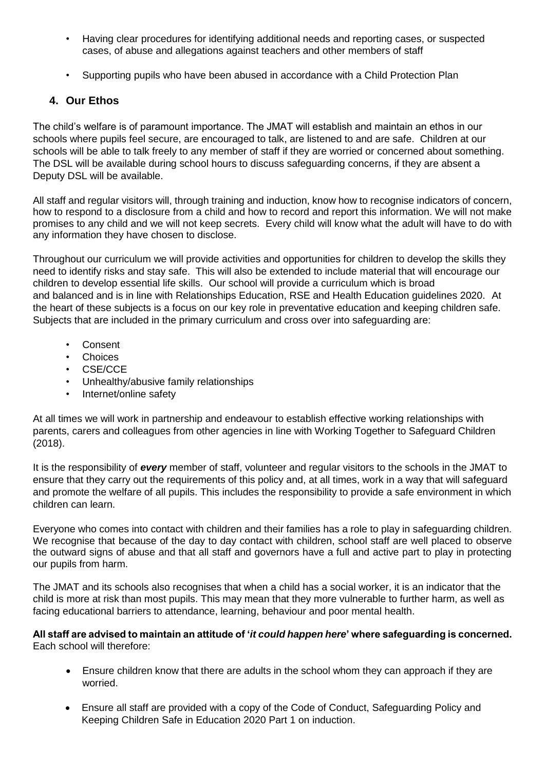- Having clear procedures for identifying additional needs and reporting cases, or suspected cases, of abuse and allegations against teachers and other members of staff
- Supporting pupils who have been abused in accordance with a Child Protection Plan

## 4. Our Ethos

The child's welfare is of paramount importance. The JMAT will establish and maintain an ethos in our schools where pupils feel secure, are encouraged to talk, are listened to and are safe. Children at our schools will be able to talk freely to any member of staff if they are worried or concerned about something. The DSL will be available during school hours to discuss safeguarding concerns, if they are absent a Deputy DSL will be available.

All staff and regular visitors will, through training and induction, know how to recognise indicators of concern, how to respond to a disclosure from a child and how to record and report this information. We will not make promises to any child and we will not keep secrets. Every child will know what the adult will have to do with any information they have chosen to disclose.

Throughout our curriculum we will provide activities and opportunities for children to develop the skills they need to identify risks and stay safe. This will also be extended to include material that will encourage our children to develop essential life skills. Our school will provide a curriculum which is broad and balanced and is in line with Relationships Education, RSE and Health Education guidelines 2020. At the heart of these subjects is a focus on our key role in preventative education and keeping children safe. Subjects that are included in the primary curriculum and cross over into safeguarding are:

- Consent
- Choices
- CSE/CCE
- Unhealthy/abusive family relationships
- Internet/online safety

At all times we will work in partnership and endeavour to establish effective working relationships with parents, carers and colleagues from other agencies in line with Working Together to Safeguard Children (2018).

It is the responsibility of ***every*** member of staff, volunteer and regular visitors to the schools in the JMAT to ensure that they carry out the requirements of this policy and, at all times, work in a way that will safeguard and promote the welfare of all pupils. This includes the responsibility to provide a safe environment in which children can learn.

Everyone who comes into contact with children and their families has a role to play in safeguarding children. We recognise that because of the day to day contact with children, school staff are well placed to observe the outward signs of abuse and that all staff and governors have a full and active part to play in protecting our pupils from harm.

The JMAT and its schools also recognises that when a child has a social worker, it is an indicator that the child is more at risk than most pupils. This may mean that they more vulnerable to further harm, as well as facing educational barriers to attendance, learning, behaviour and poor mental health.

**All staff are advised to maintain an attitude of '*it could happen here*' where safeguarding is concerned.** Each school will therefore:

- Ensure children know that there are adults in the school whom they can approach if they are worried.
- Ensure all staff are provided with a copy of the Code of Conduct, Safeguarding Policy and Keeping Children Safe in Education 2020 Part 1 on induction.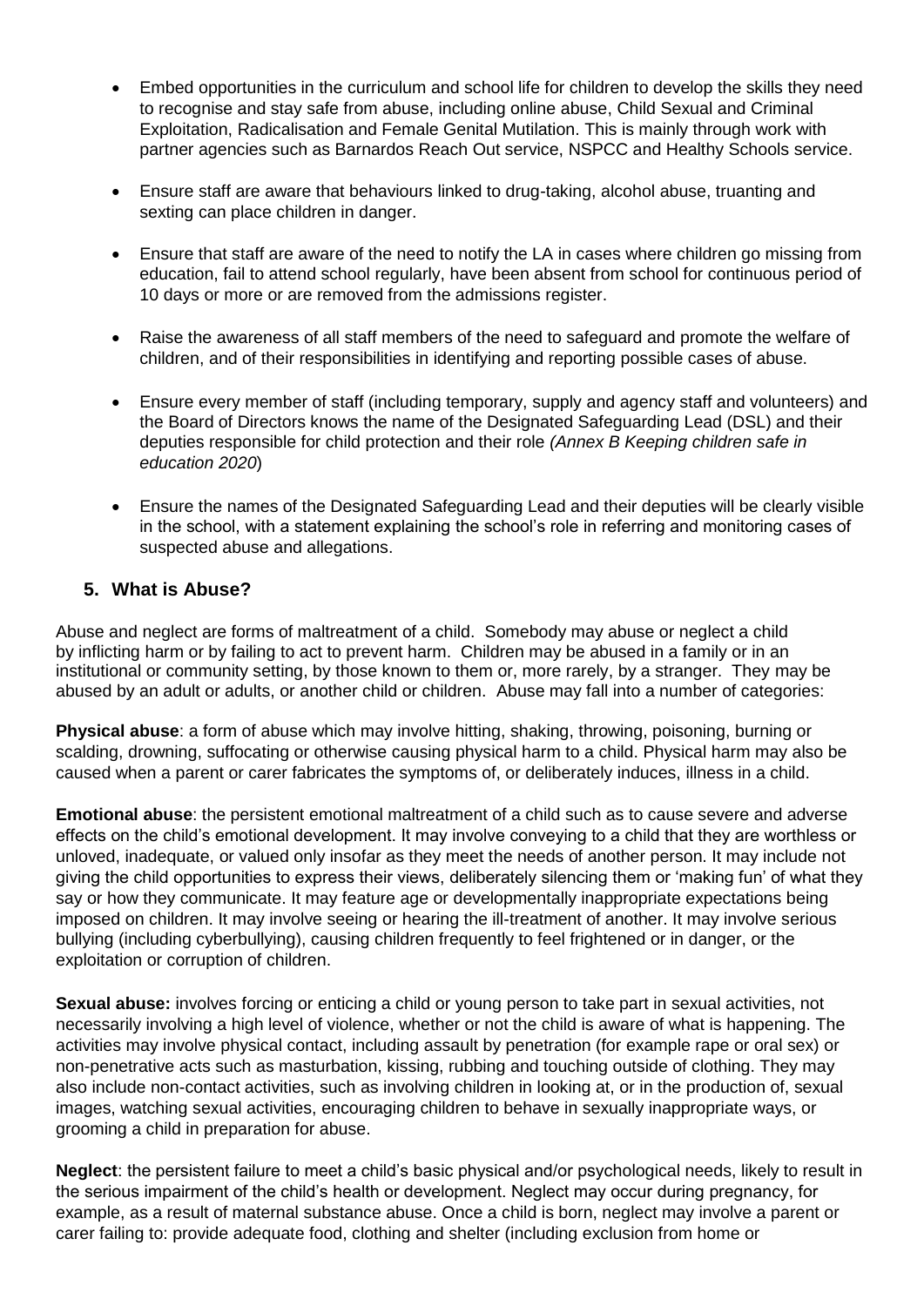- Embed opportunities in the curriculum and school life for children to develop the skills they need to recognise and stay safe from abuse, including online abuse, Child Sexual and Criminal Exploitation, Radicalisation and Female Genital Mutilation. This is mainly through work with partner agencies such as Barnardos Reach Out service, NSPCC and Healthy Schools service.

- Ensure staff are aware that behaviours linked to drug-taking, alcohol abuse, truanting and sexting can place children in danger.

- Ensure that staff are aware of the need to notify the LA in cases where children go missing from education, fail to attend school regularly, have been absent from school for continuous period of 10 days or more or are removed from the admissions register.

- Raise the awareness of all staff members of the need to safeguard and promote the welfare of children, and of their responsibilities in identifying and reporting possible cases of abuse.

- Ensure every member of staff (including temporary, supply and agency staff and volunteers) and the Board of Directors knows the name of the Designated Safeguarding Lead (DSL) and their deputies responsible for child protection and their role *(Annex B Keeping children safe in education 2020*)

- Ensure the names of the Designated Safeguarding Lead and their deputies will be clearly visible in the school, with a statement explaining the school's role in referring and monitoring cases of suspected abuse and allegations.

## 5. What is Abuse?

Abuse and neglect are forms of maltreatment of a child. Somebody may abuse or neglect a child by inflicting harm or by failing to act to prevent harm. Children may be abused in a family or in an institutional or community setting, by those known to them or, more rarely, by a stranger. They may be abused by an adult or adults, or another child or children. Abuse may fall into a number of categories:

**Physical abuse**: a form of abuse which may involve hitting, shaking, throwing, poisoning, burning or scalding, drowning, suffocating or otherwise causing physical harm to a child. Physical harm may also be caused when a parent or carer fabricates the symptoms of, or deliberately induces, illness in a child.

**Emotional abuse**: the persistent emotional maltreatment of a child such as to cause severe and adverse effects on the child's emotional development. It may involve conveying to a child that they are worthless or unloved, inadequate, or valued only insofar as they meet the needs of another person. It may include not giving the child opportunities to express their views, deliberately silencing them or 'making fun' of what they say or how they communicate. It may feature age or developmentally inappropriate expectations being imposed on children. It may involve seeing or hearing the ill-treatment of another. It may involve serious bullying (including cyberbullying), causing children frequently to feel frightened or in danger, or the exploitation or corruption of children.

**Sexual abuse:** involves forcing or enticing a child or young person to take part in sexual activities, not necessarily involving a high level of violence, whether or not the child is aware of what is happening. The activities may involve physical contact, including assault by penetration (for example rape or oral sex) or non-penetrative acts such as masturbation, kissing, rubbing and touching outside of clothing. They may also include non-contact activities, such as involving children in looking at, or in the production of, sexual images, watching sexual activities, encouraging children to behave in sexually inappropriate ways, or grooming a child in preparation for abuse.

**Neglect**: the persistent failure to meet a child's basic physical and/or psychological needs, likely to result in the serious impairment of the child's health or development. Neglect may occur during pregnancy, for example, as a result of maternal substance abuse. Once a child is born, neglect may involve a parent or carer failing to: provide adequate food, clothing and shelter (including exclusion from home or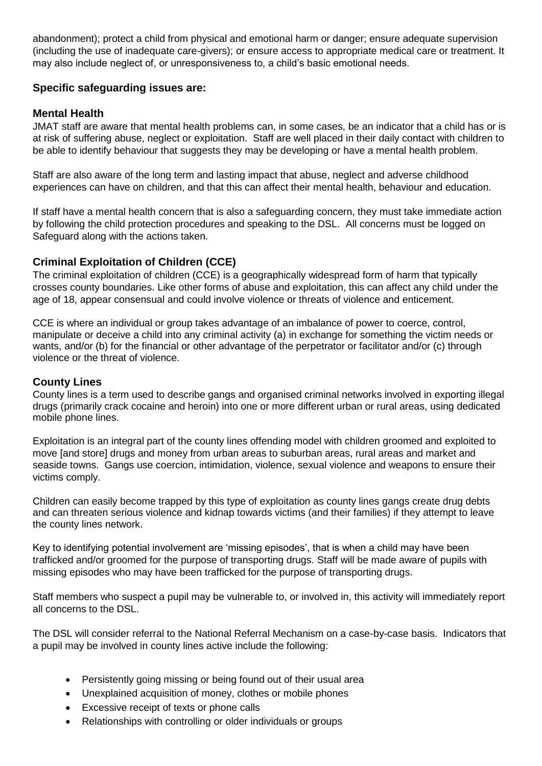abandonment); protect a child from physical and emotional harm or danger; ensure adequate supervision (including the use of inadequate care-givers); or ensure access to appropriate medical care or treatment. It may also include neglect of, or unresponsiveness to, a child's basic emotional needs.

### Specific safeguarding issues are:

### Mental Health

JMAT staff are aware that mental health problems can, in some cases, be an indicator that a child has or is at risk of suffering abuse, neglect or exploitation. Staff are well placed in their daily contact with children to be able to identify behaviour that suggests they may be developing or have a mental health problem.

Staff are also aware of the long term and lasting impact that abuse, neglect and adverse childhood experiences can have on children, and that this can affect their mental health, behaviour and education.

If staff have a mental health concern that is also a safeguarding concern, they must take immediate action by following the child protection procedures and speaking to the DSL. All concerns must be logged on Safeguard along with the actions taken.

### Criminal Exploitation of Children (CCE)

The criminal exploitation of children (CCE) is a geographically widespread form of harm that typically crosses county boundaries. Like other forms of abuse and exploitation, this can affect any child under the age of 18, appear consensual and could involve violence or threats of violence and enticement.

CCE is where an individual or group takes advantage of an imbalance of power to coerce, control, manipulate or deceive a child into any criminal activity (a) in exchange for something the victim needs or wants, and/or (b) for the financial or other advantage of the perpetrator or facilitator and/or (c) through violence or the threat of violence.

### County Lines

County lines is a term used to describe gangs and organised criminal networks involved in exporting illegal drugs (primarily crack cocaine and heroin) into one or more different urban or rural areas, using dedicated mobile phone lines.

Exploitation is an integral part of the county lines offending model with children groomed and exploited to move [and store] drugs and money from urban areas to suburban areas, rural areas and market and seaside towns. Gangs use coercion, intimidation, violence, sexual violence and weapons to ensure their victims comply.

Children can easily become trapped by this type of exploitation as county lines gangs create drug debts and can threaten serious violence and kidnap towards victims (and their families) if they attempt to leave the county lines network.

Key to identifying potential involvement are 'missing episodes', that is when a child may have been trafficked and/or groomed for the purpose of transporting drugs. Staff will be made aware of pupils with missing episodes who may have been trafficked for the purpose of transporting drugs.

Staff members who suspect a pupil may be vulnerable to, or involved in, this activity will immediately report all concerns to the DSL.

The DSL will consider referral to the National Referral Mechanism on a case-by-case basis. Indicators that a pupil may be involved in county lines active include the following:

- Persistently going missing or being found out of their usual area
- Unexplained acquisition of money, clothes or mobile phones
- Excessive receipt of texts or phone calls
- Relationships with controlling or older individuals or groups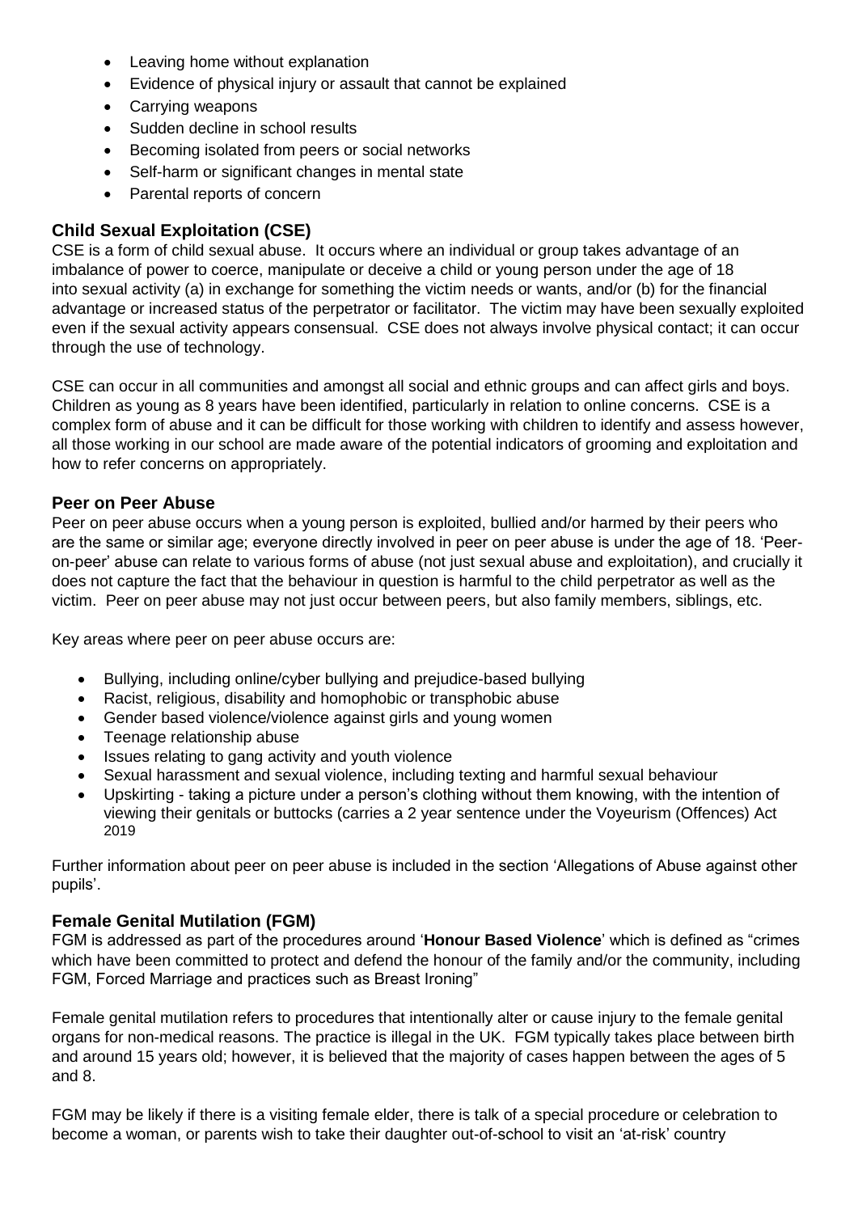- Leaving home without explanation
- Evidence of physical injury or assault that cannot be explained
- Carrying weapons
- Sudden decline in school results
- Becoming isolated from peers or social networks
- Self-harm or significant changes in mental state
- Parental reports of concern

## Child Sexual Exploitation (CSE)

CSE is a form of child sexual abuse. It occurs where an individual or group takes advantage of an imbalance of power to coerce, manipulate or deceive a child or young person under the age of 18 into sexual activity (a) in exchange for something the victim needs or wants, and/or (b) for the financial advantage or increased status of the perpetrator or facilitator. The victim may have been sexually exploited even if the sexual activity appears consensual. CSE does not always involve physical contact; it can occur through the use of technology.

CSE can occur in all communities and amongst all social and ethnic groups and can affect girls and boys. Children as young as 8 years have been identified, particularly in relation to online concerns. CSE is a complex form of abuse and it can be difficult for those working with children to identify and assess however, all those working in our school are made aware of the potential indicators of grooming and exploitation and how to refer concerns on appropriately.

## Peer on Peer Abuse

Peer on peer abuse occurs when a young person is exploited, bullied and/or harmed by their peers who are the same or similar age; everyone directly involved in peer on peer abuse is under the age of 18. 'Peer-on-peer' abuse can relate to various forms of abuse (not just sexual abuse and exploitation), and crucially it does not capture the fact that the behaviour in question is harmful to the child perpetrator as well as the victim. Peer on peer abuse may not just occur between peers, but also family members, siblings, etc.

Key areas where peer on peer abuse occurs are:

- Bullying, including online/cyber bullying and prejudice-based bullying
- Racist, religious, disability and homophobic or transphobic abuse
- Gender based violence/violence against girls and young women
- Teenage relationship abuse
- Issues relating to gang activity and youth violence
- Sexual harassment and sexual violence, including texting and harmful sexual behaviour
- Upskirting - taking a picture under a person's clothing without them knowing, with the intention of viewing their genitals or buttocks (carries a 2 year sentence under the Voyeurism (Offences) Act 2019

Further information about peer on peer abuse is included in the section 'Allegations of Abuse against other pupils'.

## Female Genital Mutilation (FGM)

FGM is addressed as part of the procedures around '**Honour Based Violence**' which is defined as "crimes which have been committed to protect and defend the honour of the family and/or the community, including FGM, Forced Marriage and practices such as Breast Ironing"

Female genital mutilation refers to procedures that intentionally alter or cause injury to the female genital organs for non-medical reasons. The practice is illegal in the UK. FGM typically takes place between birth and around 15 years old; however, it is believed that the majority of cases happen between the ages of 5 and 8.

FGM may be likely if there is a visiting female elder, there is talk of a special procedure or celebration to become a woman, or parents wish to take their daughter out-of-school to visit an 'at-risk' country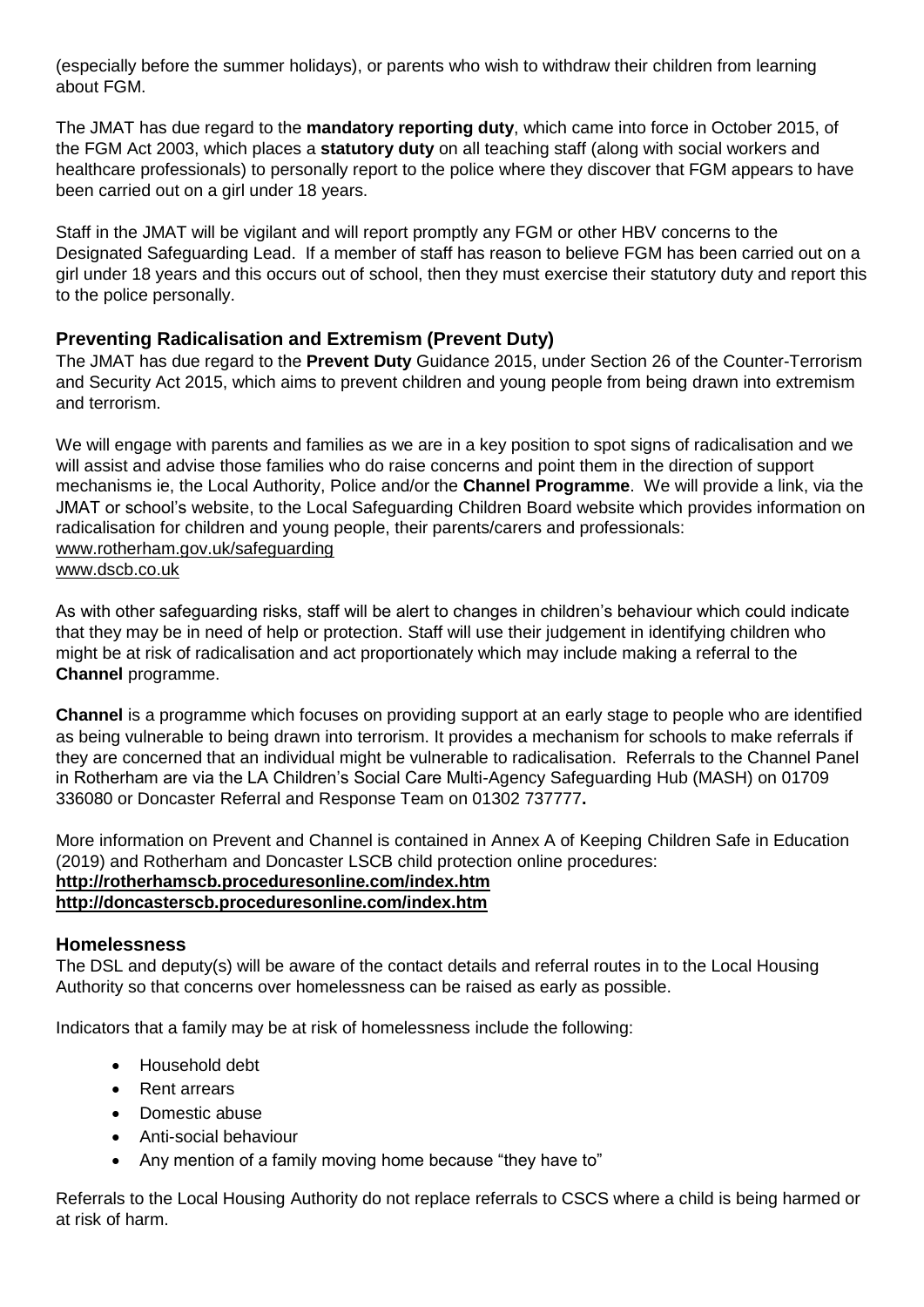(especially before the summer holidays), or parents who wish to withdraw their children from learning about FGM.

The JMAT has due regard to the **mandatory reporting duty**, which came into force in October 2015, of the FGM Act 2003, which places a **statutory duty** on all teaching staff (along with social workers and healthcare professionals) to personally report to the police where they discover that FGM appears to have been carried out on a girl under 18 years.

Staff in the JMAT will be vigilant and will report promptly any FGM or other HBV concerns to the Designated Safeguarding Lead. If a member of staff has reason to believe FGM has been carried out on a girl under 18 years and this occurs out of school, then they must exercise their statutory duty and report this to the police personally.

## Preventing Radicalisation and Extremism (Prevent Duty)

The JMAT has due regard to the **Prevent Duty** Guidance 2015, under Section 26 of the Counter-Terrorism and Security Act 2015, which aims to prevent children and young people from being drawn into extremism and terrorism.

We will engage with parents and families as we are in a key position to spot signs of radicalisation and we will assist and advise those families who do raise concerns and point them in the direction of support mechanisms ie, the Local Authority, Police and/or the **Channel Programme**. We will provide a link, via the JMAT or school's website, to the Local Safeguarding Children Board website which provides information on radicalisation for children and young people, their parents/carers and professionals:
www.rotherham.gov.uk/safeguarding
www.dscb.co.uk

As with other safeguarding risks, staff will be alert to changes in children's behaviour which could indicate that they may be in need of help or protection. Staff will use their judgement in identifying children who might be at risk of radicalisation and act proportionately which may include making a referral to the **Channel** programme.

**Channel** is a programme which focuses on providing support at an early stage to people who are identified as being vulnerable to being drawn into terrorism. It provides a mechanism for schools to make referrals if they are concerned that an individual might be vulnerable to radicalisation. Referrals to the Channel Panel in Rotherham are via the LA Children's Social Care Multi-Agency Safeguarding Hub (MASH) on 01709 336080 or Doncaster Referral and Response Team on 01302 737777**.**

More information on Prevent and Channel is contained in Annex A of Keeping Children Safe in Education (2019) and Rotherham and Doncaster LSCB child protection online procedures:
**http://rotherhamscb.proceduresonline.com/index.htm**
**http://doncasterscb.proceduresonline.com/index.htm**

## Homelessness

The DSL and deputy(s) will be aware of the contact details and referral routes in to the Local Housing Authority so that concerns over homelessness can be raised as early as possible.

Indicators that a family may be at risk of homelessness include the following:

- Household debt
- Rent arrears
- Domestic abuse
- Anti-social behaviour
- Any mention of a family moving home because "they have to"

Referrals to the Local Housing Authority do not replace referrals to CSCS where a child is being harmed or at risk of harm.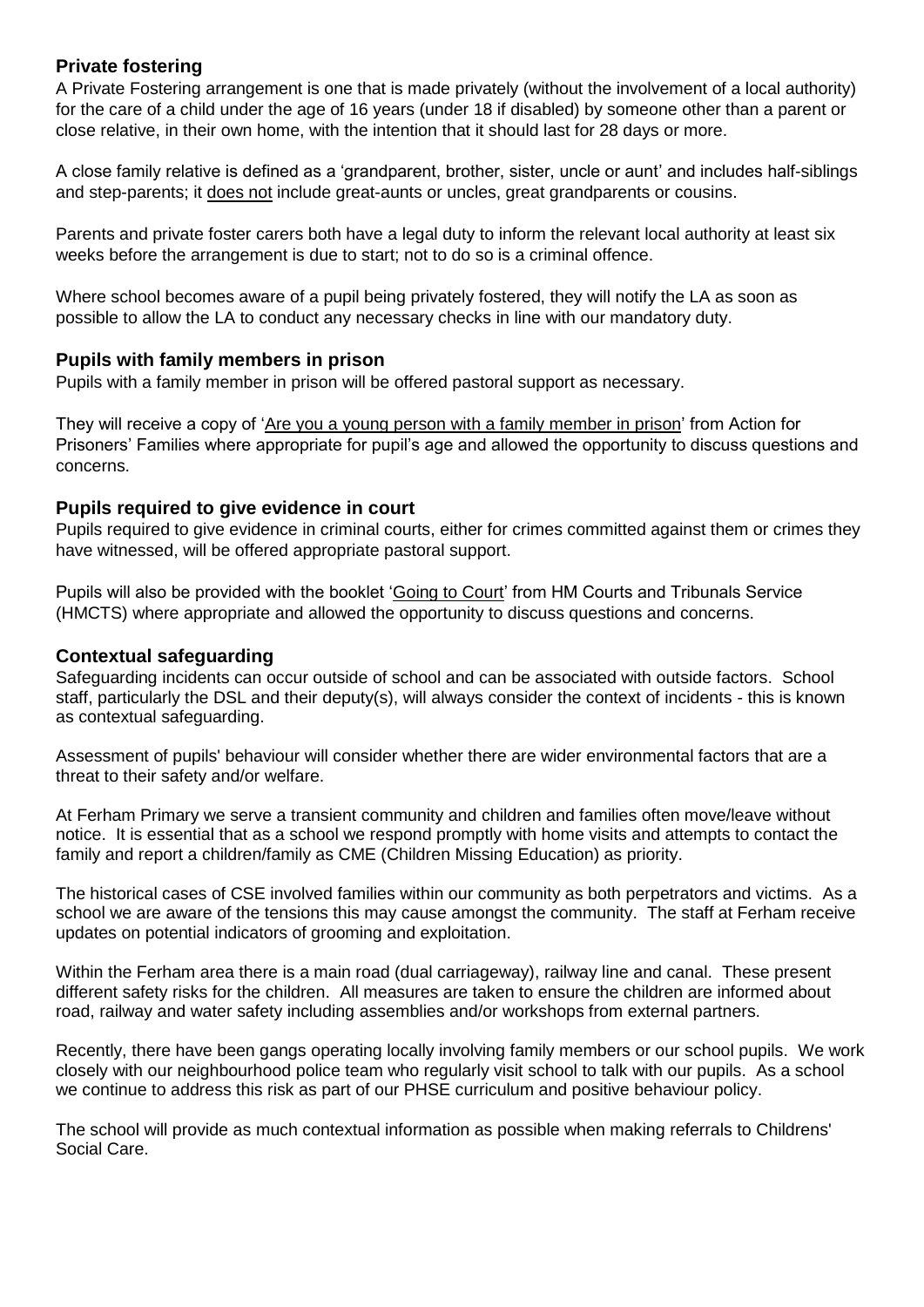## Private fostering

A Private Fostering arrangement is one that is made privately (without the involvement of a local authority) for the care of a child under the age of 16 years (under 18 if disabled) by someone other than a parent or close relative, in their own home, with the intention that it should last for 28 days or more.

A close family relative is defined as a 'grandparent, brother, sister, uncle or aunt' and includes half-siblings and step-parents; it does not include great-aunts or uncles, great grandparents or cousins.

Parents and private foster carers both have a legal duty to inform the relevant local authority at least six weeks before the arrangement is due to start; not to do so is a criminal offence.

Where school becomes aware of a pupil being privately fostered, they will notify the LA as soon as possible to allow the LA to conduct any necessary checks in line with our mandatory duty.

## Pupils with family members in prison

Pupils with a family member in prison will be offered pastoral support as necessary.

They will receive a copy of 'Are you a young person with a family member in prison' from Action for Prisoners' Families where appropriate for pupil's age and allowed the opportunity to discuss questions and concerns.

## Pupils required to give evidence in court

Pupils required to give evidence in criminal courts, either for crimes committed against them or crimes they have witnessed, will be offered appropriate pastoral support.

Pupils will also be provided with the booklet 'Going to Court' from HM Courts and Tribunals Service (HMCTS) where appropriate and allowed the opportunity to discuss questions and concerns.

## Contextual safeguarding

Safeguarding incidents can occur outside of school and can be associated with outside factors. School staff, particularly the DSL and their deputy(s), will always consider the context of incidents - this is known as contextual safeguarding.

Assessment of pupils' behaviour will consider whether there are wider environmental factors that are a threat to their safety and/or welfare.

At Ferham Primary we serve a transient community and children and families often move/leave without notice. It is essential that as a school we respond promptly with home visits and attempts to contact the family and report a children/family as CME (Children Missing Education) as priority.

The historical cases of CSE involved families within our community as both perpetrators and victims. As a school we are aware of the tensions this may cause amongst the community. The staff at Ferham receive updates on potential indicators of grooming and exploitation.

Within the Ferham area there is a main road (dual carriageway), railway line and canal. These present different safety risks for the children. All measures are taken to ensure the children are informed about road, railway and water safety including assemblies and/or workshops from external partners.

Recently, there have been gangs operating locally involving family members or our school pupils. We work closely with our neighbourhood police team who regularly visit school to talk with our pupils. As a school we continue to address this risk as part of our PHSE curriculum and positive behaviour policy.

The school will provide as much contextual information as possible when making referrals to Childrens' Social Care.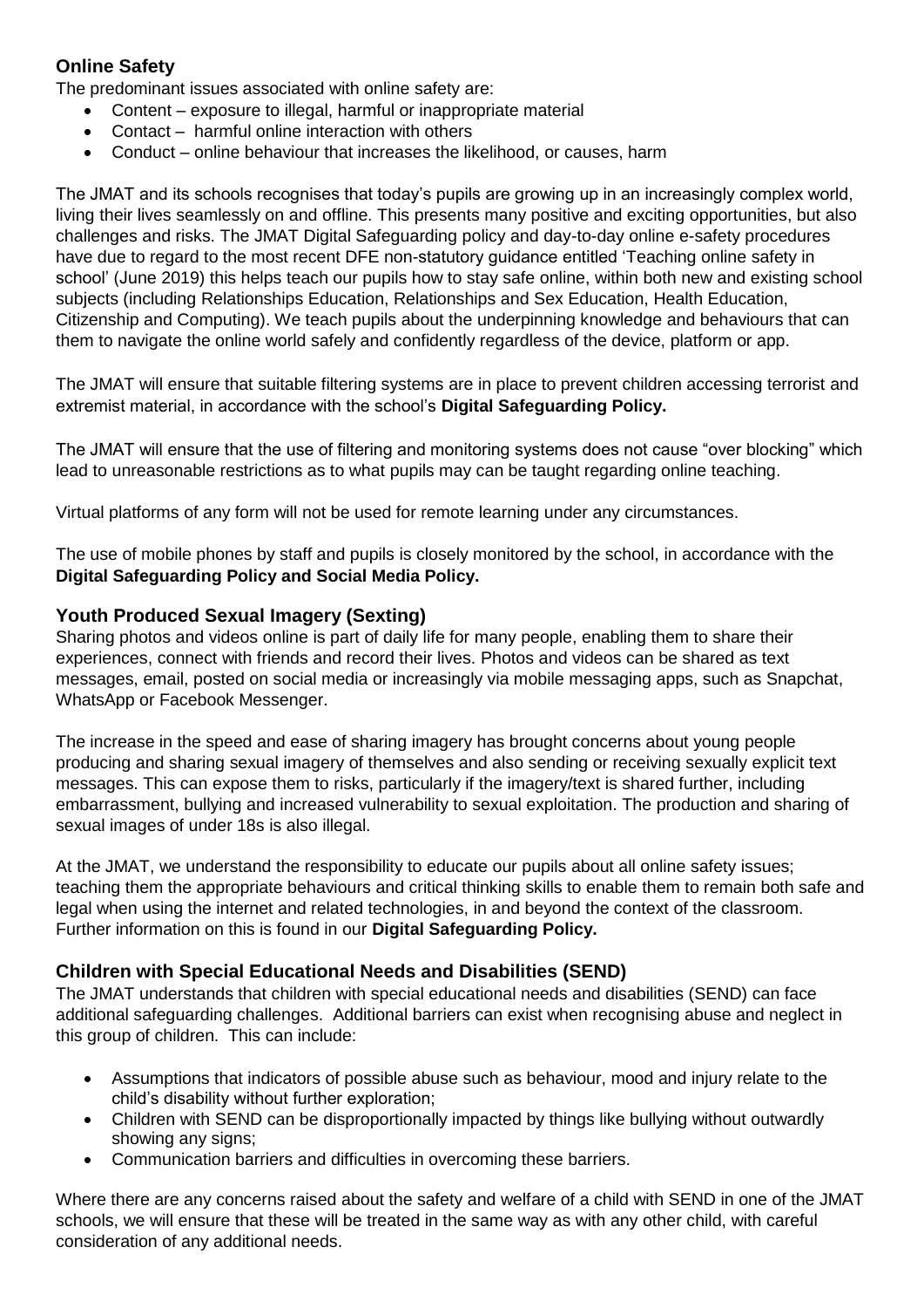## Online Safety

The predominant issues associated with online safety are:

- Content – exposure to illegal, harmful or inappropriate material
- Contact – harmful online interaction with others
- Conduct – online behaviour that increases the likelihood, or causes, harm

The JMAT and its schools recognises that today's pupils are growing up in an increasingly complex world, living their lives seamlessly on and offline. This presents many positive and exciting opportunities, but also challenges and risks. The JMAT Digital Safeguarding policy and day-to-day online e-safety procedures have due to regard to the most recent DFE non-statutory guidance entitled 'Teaching online safety in school' (June 2019) this helps teach our pupils how to stay safe online, within both new and existing school subjects (including Relationships Education, Relationships and Sex Education, Health Education, Citizenship and Computing). We teach pupils about the underpinning knowledge and behaviours that can them to navigate the online world safely and confidently regardless of the device, platform or app.

The JMAT will ensure that suitable filtering systems are in place to prevent children accessing terrorist and extremist material, in accordance with the school's **Digital Safeguarding Policy.**

The JMAT will ensure that the use of filtering and monitoring systems does not cause "over blocking" which lead to unreasonable restrictions as to what pupils may can be taught regarding online teaching.

Virtual platforms of any form will not be used for remote learning under any circumstances.

The use of mobile phones by staff and pupils is closely monitored by the school, in accordance with the **Digital Safeguarding Policy and Social Media Policy.**

## Youth Produced Sexual Imagery (Sexting)

Sharing photos and videos online is part of daily life for many people, enabling them to share their experiences, connect with friends and record their lives. Photos and videos can be shared as text messages, email, posted on social media or increasingly via mobile messaging apps, such as Snapchat, WhatsApp or Facebook Messenger.

The increase in the speed and ease of sharing imagery has brought concerns about young people producing and sharing sexual imagery of themselves and also sending or receiving sexually explicit text messages. This can expose them to risks, particularly if the imagery/text is shared further, including embarrassment, bullying and increased vulnerability to sexual exploitation. The production and sharing of sexual images of under 18s is also illegal.

At the JMAT, we understand the responsibility to educate our pupils about all online safety issues; teaching them the appropriate behaviours and critical thinking skills to enable them to remain both safe and legal when using the internet and related technologies, in and beyond the context of the classroom. Further information on this is found in our **Digital Safeguarding Policy.**

## Children with Special Educational Needs and Disabilities (SEND)

The JMAT understands that children with special educational needs and disabilities (SEND) can face additional safeguarding challenges. Additional barriers can exist when recognising abuse and neglect in this group of children. This can include:

- Assumptions that indicators of possible abuse such as behaviour, mood and injury relate to the child's disability without further exploration;
- Children with SEND can be disproportionally impacted by things like bullying without outwardly showing any signs;
- Communication barriers and difficulties in overcoming these barriers.

Where there are any concerns raised about the safety and welfare of a child with SEND in one of the JMAT schools, we will ensure that these will be treated in the same way as with any other child, with careful consideration of any additional needs.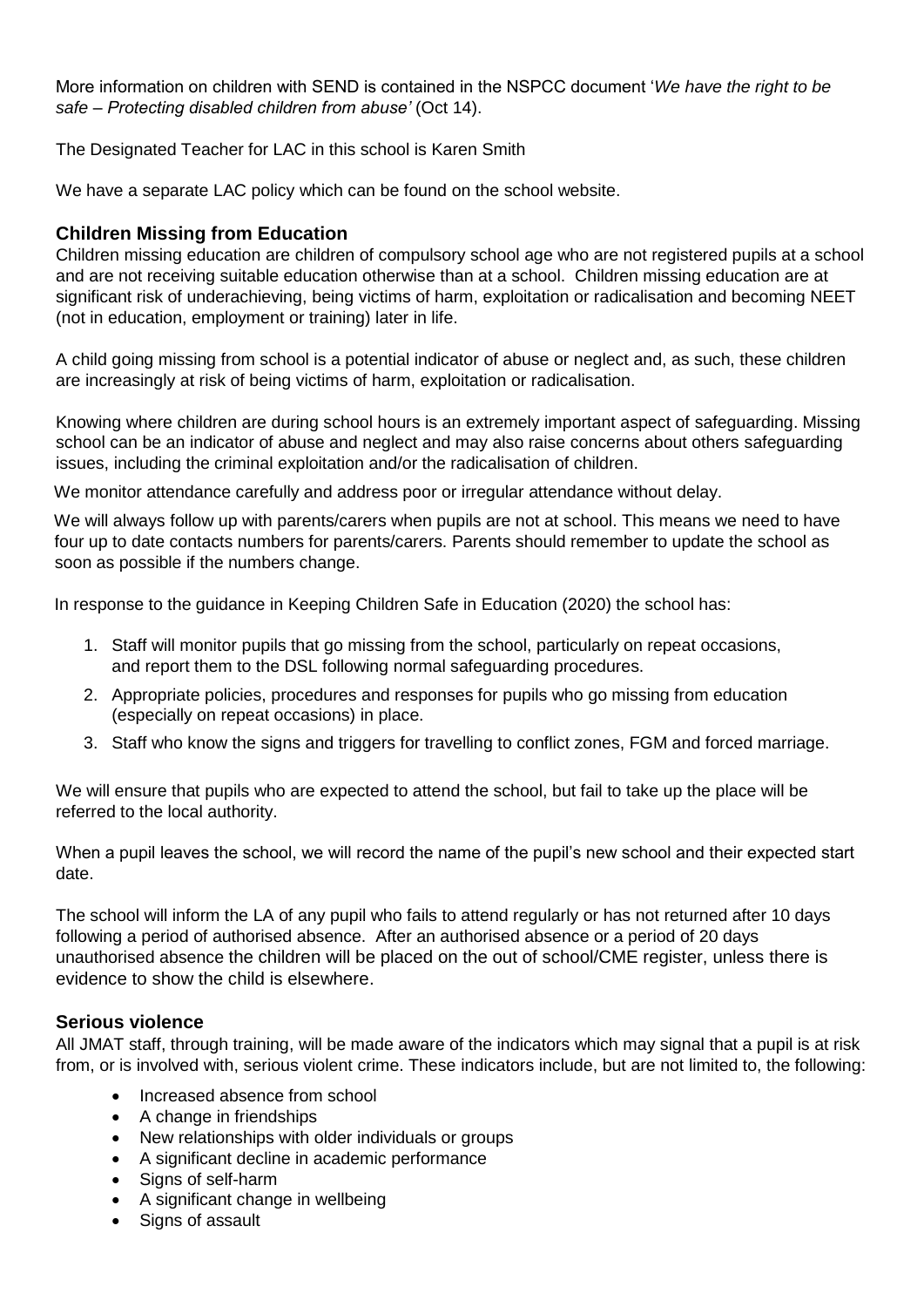More information on children with SEND is contained in the NSPCC document '*We have the right to be safe – Protecting disabled children from abuse'* (Oct 14).

The Designated Teacher for LAC in this school is Karen Smith

We have a separate LAC policy which can be found on the school website.

### Children Missing from Education

Children missing education are children of compulsory school age who are not registered pupils at a school and are not receiving suitable education otherwise than at a school. Children missing education are at significant risk of underachieving, being victims of harm, exploitation or radicalisation and becoming NEET (not in education, employment or training) later in life.

A child going missing from school is a potential indicator of abuse or neglect and, as such, these children are increasingly at risk of being victims of harm, exploitation or radicalisation.

Knowing where children are during school hours is an extremely important aspect of safeguarding. Missing school can be an indicator of abuse and neglect and may also raise concerns about others safeguarding issues, including the criminal exploitation and/or the radicalisation of children.

We monitor attendance carefully and address poor or irregular attendance without delay.

We will always follow up with parents/carers when pupils are not at school. This means we need to have four up to date contacts numbers for parents/carers. Parents should remember to update the school as soon as possible if the numbers change.

In response to the guidance in Keeping Children Safe in Education (2020) the school has:

1. Staff will monitor pupils that go missing from the school, particularly on repeat occasions, and report them to the DSL following normal safeguarding procedures.
2. Appropriate policies, procedures and responses for pupils who go missing from education (especially on repeat occasions) in place.
3. Staff who know the signs and triggers for travelling to conflict zones, FGM and forced marriage.

We will ensure that pupils who are expected to attend the school, but fail to take up the place will be referred to the local authority.

When a pupil leaves the school, we will record the name of the pupil's new school and their expected start date.

The school will inform the LA of any pupil who fails to attend regularly or has not returned after 10 days following a period of authorised absence. After an authorised absence or a period of 20 days unauthorised absence the children will be placed on the out of school/CME register, unless there is evidence to show the child is elsewhere.

### Serious violence

All JMAT staff, through training, will be made aware of the indicators which may signal that a pupil is at risk from, or is involved with, serious violent crime. These indicators include, but are not limited to, the following:

- Increased absence from school
- A change in friendships
- New relationships with older individuals or groups
- A significant decline in academic performance
- Signs of self-harm
- A significant change in wellbeing
- Signs of assault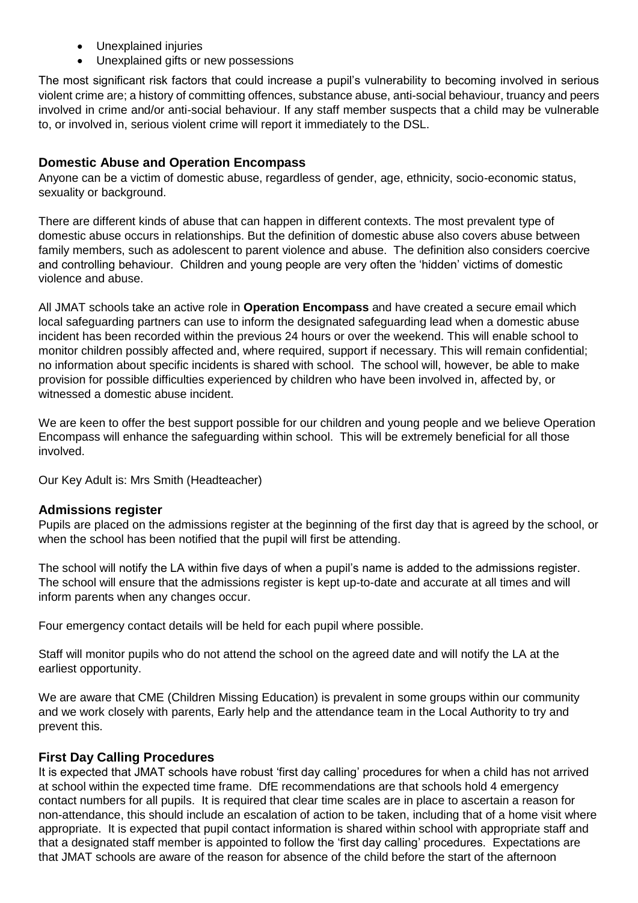- Unexplained injuries
- Unexplained gifts or new possessions

The most significant risk factors that could increase a pupil's vulnerability to becoming involved in serious violent crime are; a history of committing offences, substance abuse, anti-social behaviour, truancy and peers involved in crime and/or anti-social behaviour. If any staff member suspects that a child may be vulnerable to, or involved in, serious violent crime will report it immediately to the DSL.

### Domestic Abuse and Operation Encompass

Anyone can be a victim of domestic abuse, regardless of gender, age, ethnicity, socio-economic status, sexuality or background.

There are different kinds of abuse that can happen in different contexts. The most prevalent type of domestic abuse occurs in relationships. But the definition of domestic abuse also covers abuse between family members, such as adolescent to parent violence and abuse. The definition also considers coercive and controlling behaviour. Children and young people are very often the 'hidden' victims of domestic violence and abuse.

All JMAT schools take an active role in **Operation Encompass** and have created a secure email which local safeguarding partners can use to inform the designated safeguarding lead when a domestic abuse incident has been recorded within the previous 24 hours or over the weekend. This will enable school to monitor children possibly affected and, where required, support if necessary. This will remain confidential; no information about specific incidents is shared with school. The school will, however, be able to make provision for possible difficulties experienced by children who have been involved in, affected by, or witnessed a domestic abuse incident.

We are keen to offer the best support possible for our children and young people and we believe Operation Encompass will enhance the safeguarding within school. This will be extremely beneficial for all those involved.

Our Key Adult is: Mrs Smith (Headteacher)

### Admissions register

Pupils are placed on the admissions register at the beginning of the first day that is agreed by the school, or when the school has been notified that the pupil will first be attending.

The school will notify the LA within five days of when a pupil's name is added to the admissions register. The school will ensure that the admissions register is kept up-to-date and accurate at all times and will inform parents when any changes occur.

Four emergency contact details will be held for each pupil where possible.

Staff will monitor pupils who do not attend the school on the agreed date and will notify the LA at the earliest opportunity.

We are aware that CME (Children Missing Education) is prevalent in some groups within our community and we work closely with parents, Early help and the attendance team in the Local Authority to try and prevent this.

### First Day Calling Procedures

It is expected that JMAT schools have robust 'first day calling' procedures for when a child has not arrived at school within the expected time frame. DfE recommendations are that schools hold 4 emergency contact numbers for all pupils. It is required that clear time scales are in place to ascertain a reason for non-attendance, this should include an escalation of action to be taken, including that of a home visit where appropriate. It is expected that pupil contact information is shared within school with appropriate staff and that a designated staff member is appointed to follow the 'first day calling' procedures. Expectations are that JMAT schools are aware of the reason for absence of the child before the start of the afternoon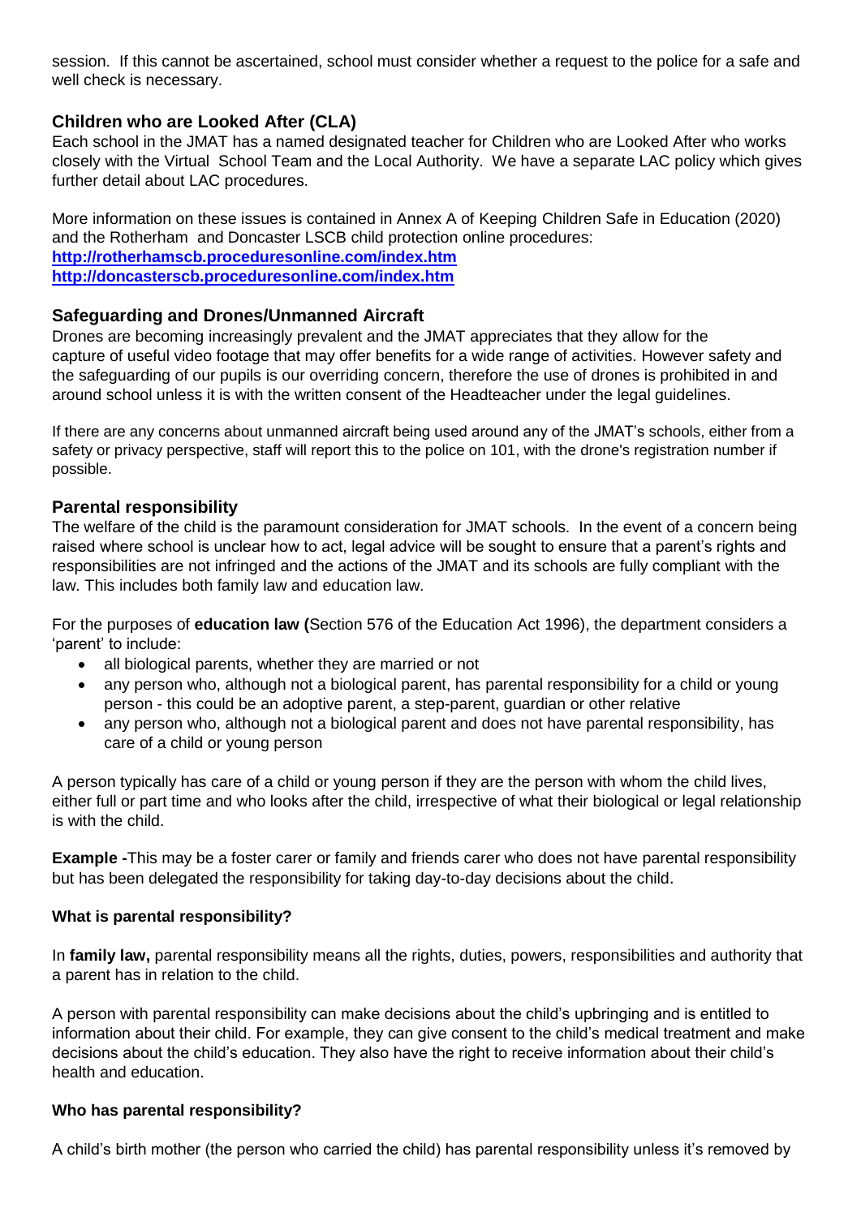session. If this cannot be ascertained, school must consider whether a request to the police for a safe and well check is necessary.

## Children who are Looked After (CLA)

Each school in the JMAT has a named designated teacher for Children who are Looked After who works closely with the Virtual School Team and the Local Authority. We have a separate LAC policy which gives further detail about LAC procedures.

More information on these issues is contained in Annex A of Keeping Children Safe in Education (2020) and the Rotherham and Doncaster LSCB child protection online procedures:
**http://rotherhamscb.proceduresonline.com/index.htm**
**http://doncasterscb.proceduresonline.com/index.htm**

## Safeguarding and Drones/Unmanned Aircraft

Drones are becoming increasingly prevalent and the JMAT appreciates that they allow for the capture of useful video footage that may offer benefits for a wide range of activities. However safety and the safeguarding of our pupils is our overriding concern, therefore the use of drones is prohibited in and around school unless it is with the written consent of the Headteacher under the legal guidelines.

If there are any concerns about unmanned aircraft being used around any of the JMAT's schools, either from a safety or privacy perspective, staff will report this to the police on 101, with the drone's registration number if possible.

## Parental responsibility

The welfare of the child is the paramount consideration for JMAT schools. In the event of a concern being raised where school is unclear how to act, legal advice will be sought to ensure that a parent's rights and responsibilities are not infringed and the actions of the JMAT and its schools are fully compliant with the law. This includes both family law and education law.

For the purposes of **education law (**Section 576 of the Education Act 1996), the department considers a 'parent' to include:

- all biological parents, whether they are married or not
- any person who, although not a biological parent, has parental responsibility for a child or young person - this could be an adoptive parent, a step-parent, guardian or other relative
- any person who, although not a biological parent and does not have parental responsibility, has care of a child or young person

A person typically has care of a child or young person if they are the person with whom the child lives, either full or part time and who looks after the child, irrespective of what their biological or legal relationship is with the child.

**Example -**This may be a foster carer or family and friends carer who does not have parental responsibility but has been delegated the responsibility for taking day-to-day decisions about the child.

### What is parental responsibility?

In **family law,** parental responsibility means all the rights, duties, powers, responsibilities and authority that a parent has in relation to the child.

A person with parental responsibility can make decisions about the child's upbringing and is entitled to information about their child. For example, they can give consent to the child's medical treatment and make decisions about the child's education. They also have the right to receive information about their child's health and education.

### Who has parental responsibility?

A child's birth mother (the person who carried the child) has parental responsibility unless it's removed by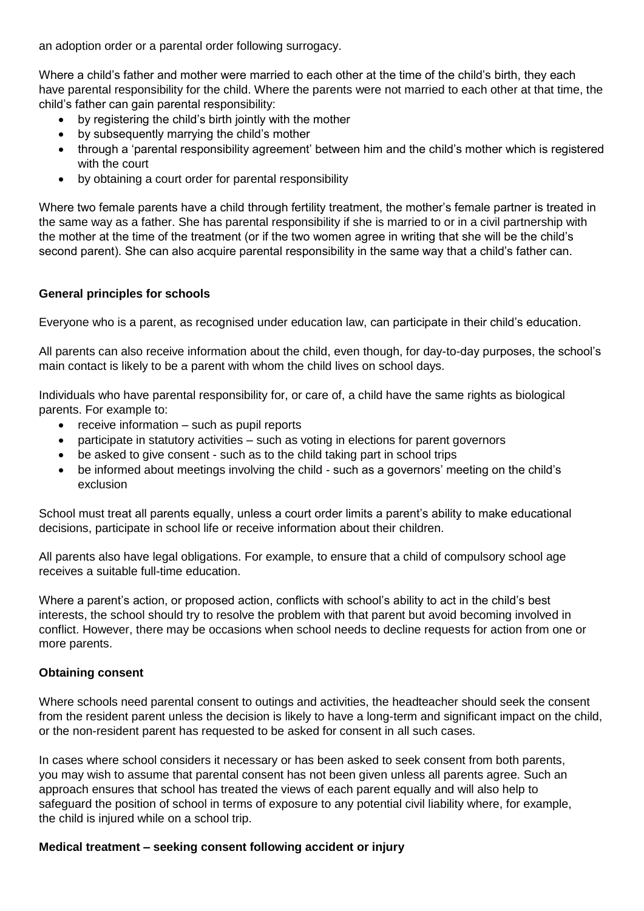an adoption order or a parental order following surrogacy.

Where a child's father and mother were married to each other at the time of the child's birth, they each have parental responsibility for the child. Where the parents were not married to each other at that time, the child's father can gain parental responsibility:

- by registering the child's birth jointly with the mother
- by subsequently marrying the child's mother
- through a 'parental responsibility agreement' between him and the child's mother which is registered with the court
- by obtaining a court order for parental responsibility

Where two female parents have a child through fertility treatment, the mother's female partner is treated in the same way as a father. She has parental responsibility if she is married to or in a civil partnership with the mother at the time of the treatment (or if the two women agree in writing that she will be the child's second parent). She can also acquire parental responsibility in the same way that a child's father can.

**General principles for schools**

Everyone who is a parent, as recognised under education law, can participate in their child's education.

All parents can also receive information about the child, even though, for day-to-day purposes, the school's main contact is likely to be a parent with whom the child lives on school days.

Individuals who have parental responsibility for, or care of, a child have the same rights as biological parents. For example to:

- receive information – such as pupil reports
- participate in statutory activities – such as voting in elections for parent governors
- be asked to give consent - such as to the child taking part in school trips
- be informed about meetings involving the child - such as a governors' meeting on the child's exclusion

School must treat all parents equally, unless a court order limits a parent's ability to make educational decisions, participate in school life or receive information about their children.

All parents also have legal obligations. For example, to ensure that a child of compulsory school age receives a suitable full-time education.

Where a parent's action, or proposed action, conflicts with school's ability to act in the child's best interests, the school should try to resolve the problem with that parent but avoid becoming involved in conflict. However, there may be occasions when school needs to decline requests for action from one or more parents.

**Obtaining consent**

Where schools need parental consent to outings and activities, the headteacher should seek the consent from the resident parent unless the decision is likely to have a long-term and significant impact on the child, or the non-resident parent has requested to be asked for consent in all such cases.

In cases where school considers it necessary or has been asked to seek consent from both parents, you may wish to assume that parental consent has not been given unless all parents agree. Such an approach ensures that school has treated the views of each parent equally and will also help to safeguard the position of school in terms of exposure to any potential civil liability where, for example, the child is injured while on a school trip.

**Medical treatment – seeking consent following accident or injury**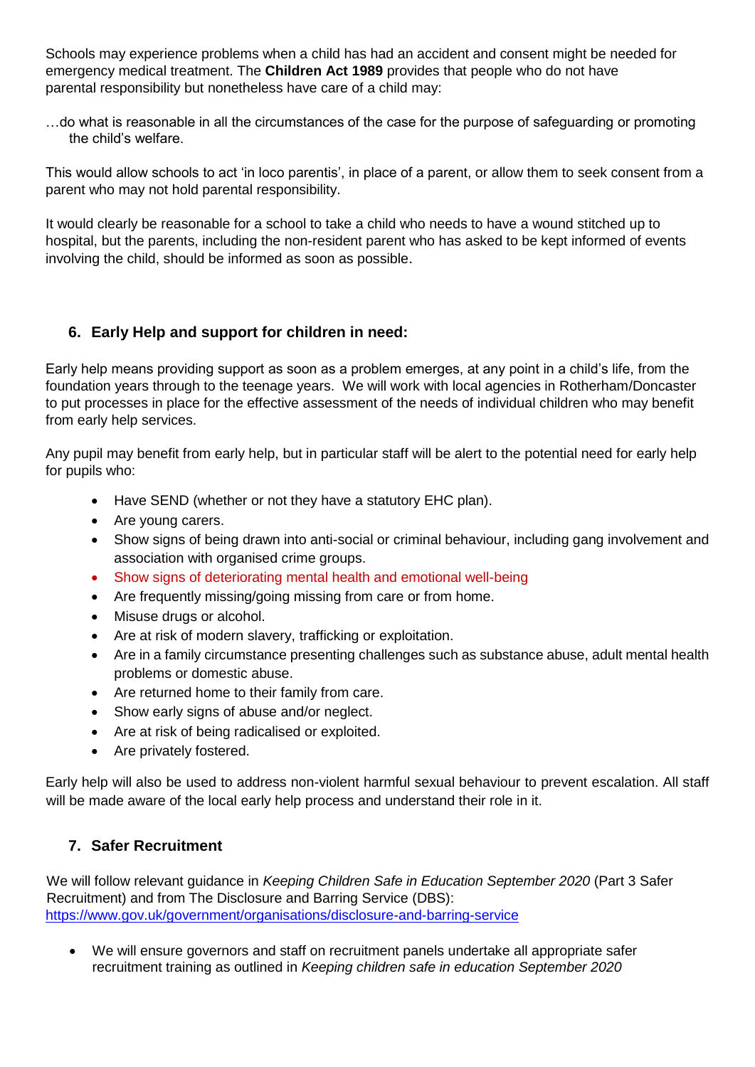Schools may experience problems when a child has had an accident and consent might be needed for emergency medical treatment. The **Children Act 1989** provides that people who do not have parental responsibility but nonetheless have care of a child may:

> …do what is reasonable in all the circumstances of the case for the purpose of safeguarding or promoting the child's welfare.

This would allow schools to act 'in loco parentis', in place of a parent, or allow them to seek consent from a parent who may not hold parental responsibility.

It would clearly be reasonable for a school to take a child who needs to have a wound stitched up to hospital, but the parents, including the non-resident parent who has asked to be kept informed of events involving the child, should be informed as soon as possible.

## 6. Early Help and support for children in need:

Early help means providing support as soon as a problem emerges, at any point in a child's life, from the foundation years through to the teenage years. We will work with local agencies in Rotherham/Doncaster to put processes in place for the effective assessment of the needs of individual children who may benefit from early help services.

Any pupil may benefit from early help, but in particular staff will be alert to the potential need for early help for pupils who:

- Have SEND (whether or not they have a statutory EHC plan).
- Are young carers.
- Show signs of being drawn into anti-social or criminal behaviour, including gang involvement and association with organised crime groups.
- Show signs of deteriorating mental health and emotional well-being
- Are frequently missing/going missing from care or from home.
- Misuse drugs or alcohol.
- Are at risk of modern slavery, trafficking or exploitation.
- Are in a family circumstance presenting challenges such as substance abuse, adult mental health problems or domestic abuse.
- Are returned home to their family from care.
- Show early signs of abuse and/or neglect.
- Are at risk of being radicalised or exploited.
- Are privately fostered.

Early help will also be used to address non-violent harmful sexual behaviour to prevent escalation. All staff will be made aware of the local early help process and understand their role in it.

## 7. Safer Recruitment

We will follow relevant guidance in *Keeping Children Safe in Education September 2020* (Part 3 Safer Recruitment) and from The Disclosure and Barring Service (DBS): https://www.gov.uk/government/organisations/disclosure-and-barring-service

- We will ensure governors and staff on recruitment panels undertake all appropriate safer recruitment training as outlined in *Keeping children safe in education September 2020*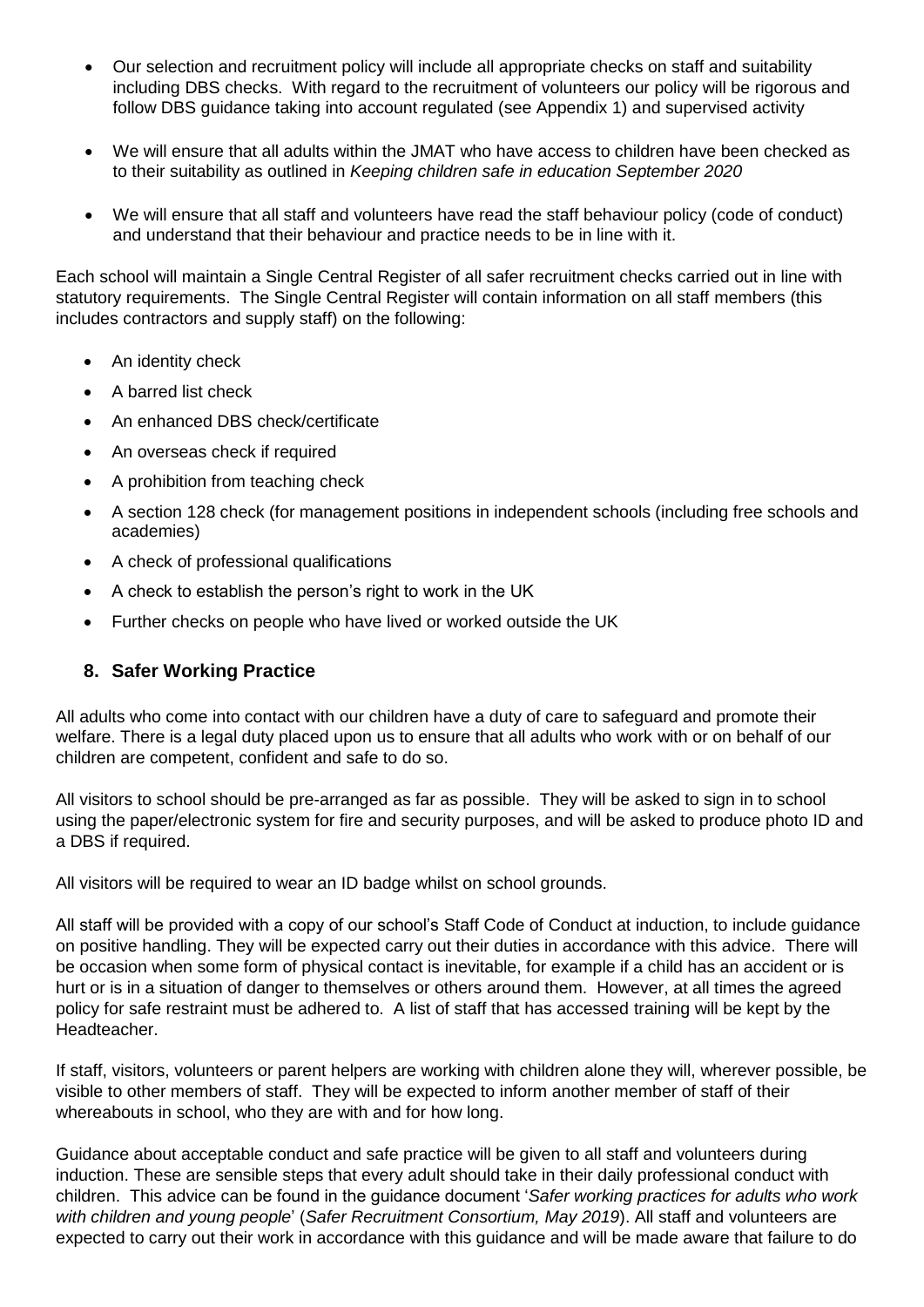- Our selection and recruitment policy will include all appropriate checks on staff and suitability including DBS checks. With regard to the recruitment of volunteers our policy will be rigorous and follow DBS guidance taking into account regulated (see Appendix 1) and supervised activity

- We will ensure that all adults within the JMAT who have access to children have been checked as to their suitability as outlined in *Keeping children safe in education September 2020*

- We will ensure that all staff and volunteers have read the staff behaviour policy (code of conduct) and understand that their behaviour and practice needs to be in line with it.

Each school will maintain a Single Central Register of all safer recruitment checks carried out in line with statutory requirements. The Single Central Register will contain information on all staff members (this includes contractors and supply staff) on the following:

- An identity check
- A barred list check
- An enhanced DBS check/certificate
- An overseas check if required
- A prohibition from teaching check
- A section 128 check (for management positions in independent schools (including free schools and academies)
- A check of professional qualifications
- A check to establish the person's right to work in the UK
- Further checks on people who have lived or worked outside the UK

## 8. Safer Working Practice

All adults who come into contact with our children have a duty of care to safeguard and promote their welfare. There is a legal duty placed upon us to ensure that all adults who work with or on behalf of our children are competent, confident and safe to do so.

All visitors to school should be pre-arranged as far as possible. They will be asked to sign in to school using the paper/electronic system for fire and security purposes, and will be asked to produce photo ID and a DBS if required.

All visitors will be required to wear an ID badge whilst on school grounds.

All staff will be provided with a copy of our school's Staff Code of Conduct at induction, to include guidance on positive handling. They will be expected carry out their duties in accordance with this advice. There will be occasion when some form of physical contact is inevitable, for example if a child has an accident or is hurt or is in a situation of danger to themselves or others around them. However, at all times the agreed policy for safe restraint must be adhered to. A list of staff that has accessed training will be kept by the Headteacher.

If staff, visitors, volunteers or parent helpers are working with children alone they will, wherever possible, be visible to other members of staff. They will be expected to inform another member of staff of their whereabouts in school, who they are with and for how long.

Guidance about acceptable conduct and safe practice will be given to all staff and volunteers during induction. These are sensible steps that every adult should take in their daily professional conduct with children. This advice can be found in the guidance document '*Safer working practices for adults who work with children and young people*' (*Safer Recruitment Consortium, May 2019*). All staff and volunteers are expected to carry out their work in accordance with this guidance and will be made aware that failure to do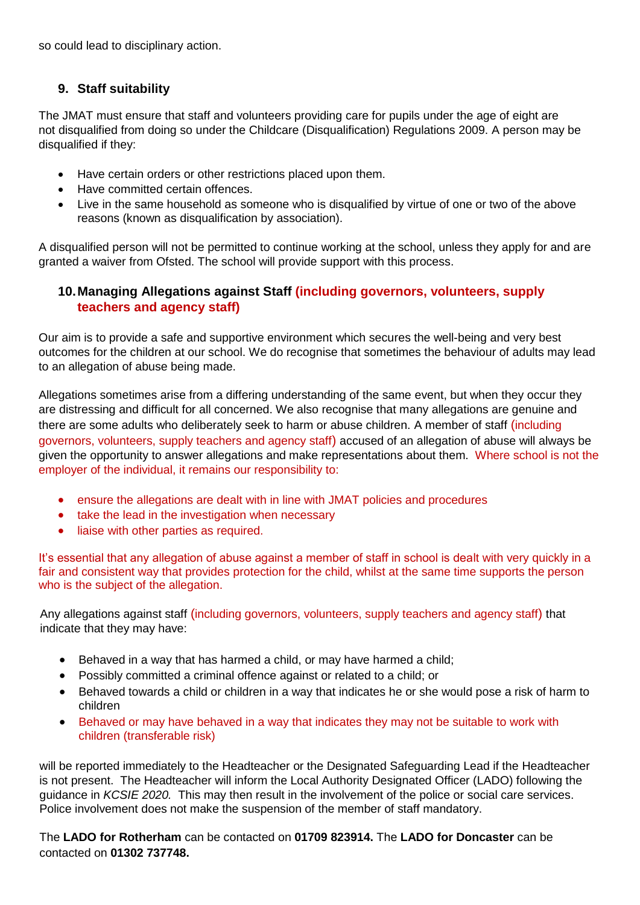so could lead to disciplinary action.

## 9. Staff suitability

The JMAT must ensure that staff and volunteers providing care for pupils under the age of eight are not disqualified from doing so under the Childcare (Disqualification) Regulations 2009. A person may be disqualified if they:

- Have certain orders or other restrictions placed upon them.
- Have committed certain offences.
- Live in the same household as someone who is disqualified by virtue of one or two of the above reasons (known as disqualification by association).

A disqualified person will not be permitted to continue working at the school, unless they apply for and are granted a waiver from Ofsted. The school will provide support with this process.

## 10. Managing Allegations against Staff (including governors, volunteers, supply teachers and agency staff)

Our aim is to provide a safe and supportive environment which secures the well-being and very best outcomes for the children at our school. We do recognise that sometimes the behaviour of adults may lead to an allegation of abuse being made.

Allegations sometimes arise from a differing understanding of the same event, but when they occur they are distressing and difficult for all concerned. We also recognise that many allegations are genuine and there are some adults who deliberately seek to harm or abuse children. A member of staff (including governors, volunteers, supply teachers and agency staff) accused of an allegation of abuse will always be given the opportunity to answer allegations and make representations about them. Where school is not the employer of the individual, it remains our responsibility to:

- ensure the allegations are dealt with in line with JMAT policies and procedures
- take the lead in the investigation when necessary
- liaise with other parties as required.

It's essential that any allegation of abuse against a member of staff in school is dealt with very quickly in a fair and consistent way that provides protection for the child, whilst at the same time supports the person who is the subject of the allegation.

Any allegations against staff (including governors, volunteers, supply teachers and agency staff) that indicate that they may have:

- Behaved in a way that has harmed a child, or may have harmed a child;
- Possibly committed a criminal offence against or related to a child; or
- Behaved towards a child or children in a way that indicates he or she would pose a risk of harm to children
- Behaved or may have behaved in a way that indicates they may not be suitable to work with children (transferable risk)

will be reported immediately to the Headteacher or the Designated Safeguarding Lead if the Headteacher is not present. The Headteacher will inform the Local Authority Designated Officer (LADO) following the guidance in *KCSIE 2020.* This may then result in the involvement of the police or social care services. Police involvement does not make the suspension of the member of staff mandatory.

The **LADO for Rotherham** can be contacted on **01709 823914.** The **LADO for Doncaster** can be contacted on **01302 737748.**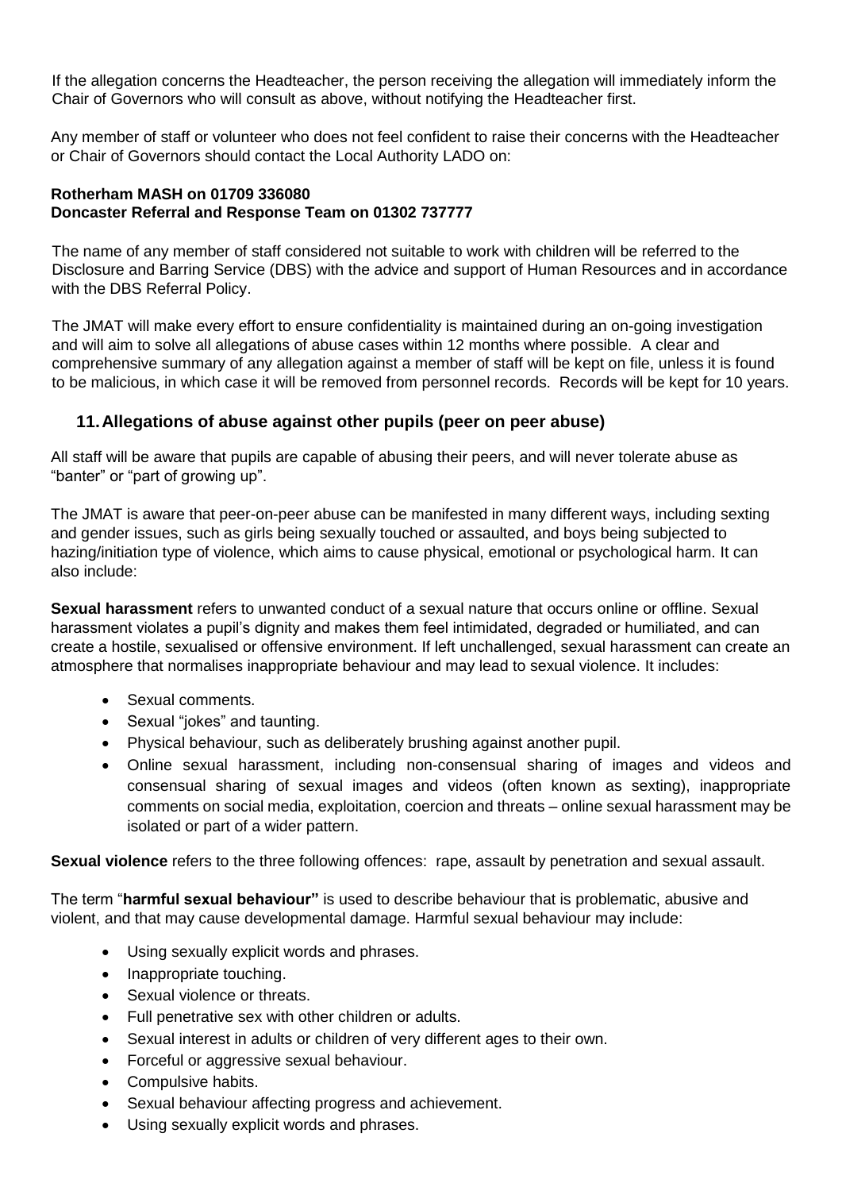If the allegation concerns the Headteacher, the person receiving the allegation will immediately inform the Chair of Governors who will consult as above, without notifying the Headteacher first.

Any member of staff or volunteer who does not feel confident to raise their concerns with the Headteacher or Chair of Governors should contact the Local Authority LADO on:

**Rotherham MASH on 01709 336080**
**Doncaster Referral and Response Team on 01302 737777**

The name of any member of staff considered not suitable to work with children will be referred to the Disclosure and Barring Service (DBS) with the advice and support of Human Resources and in accordance with the DBS Referral Policy.

The JMAT will make every effort to ensure confidentiality is maintained during an on-going investigation and will aim to solve all allegations of abuse cases within 12 months where possible. A clear and comprehensive summary of any allegation against a member of staff will be kept on file, unless it is found to be malicious, in which case it will be removed from personnel records. Records will be kept for 10 years.

## 11. Allegations of abuse against other pupils (peer on peer abuse)

All staff will be aware that pupils are capable of abusing their peers, and will never tolerate abuse as "banter" or "part of growing up".

The JMAT is aware that peer-on-peer abuse can be manifested in many different ways, including sexting and gender issues, such as girls being sexually touched or assaulted, and boys being subjected to hazing/initiation type of violence, which aims to cause physical, emotional or psychological harm. It can also include:

**Sexual harassment** refers to unwanted conduct of a sexual nature that occurs online or offline. Sexual harassment violates a pupil's dignity and makes them feel intimidated, degraded or humiliated, and can create a hostile, sexualised or offensive environment. If left unchallenged, sexual harassment can create an atmosphere that normalises inappropriate behaviour and may lead to sexual violence. It includes:

- Sexual comments.
- Sexual "jokes" and taunting.
- Physical behaviour, such as deliberately brushing against another pupil.
- Online sexual harassment, including non-consensual sharing of images and videos and consensual sharing of sexual images and videos (often known as sexting), inappropriate comments on social media, exploitation, coercion and threats – online sexual harassment may be isolated or part of a wider pattern.

**Sexual violence** refers to the three following offences: rape, assault by penetration and sexual assault.

The term "**harmful sexual behaviour"** is used to describe behaviour that is problematic, abusive and violent, and that may cause developmental damage. Harmful sexual behaviour may include:

- Using sexually explicit words and phrases.
- Inappropriate touching.
- Sexual violence or threats.
- Full penetrative sex with other children or adults.
- Sexual interest in adults or children of very different ages to their own.
- Forceful or aggressive sexual behaviour.
- Compulsive habits.
- Sexual behaviour affecting progress and achievement.
- Using sexually explicit words and phrases.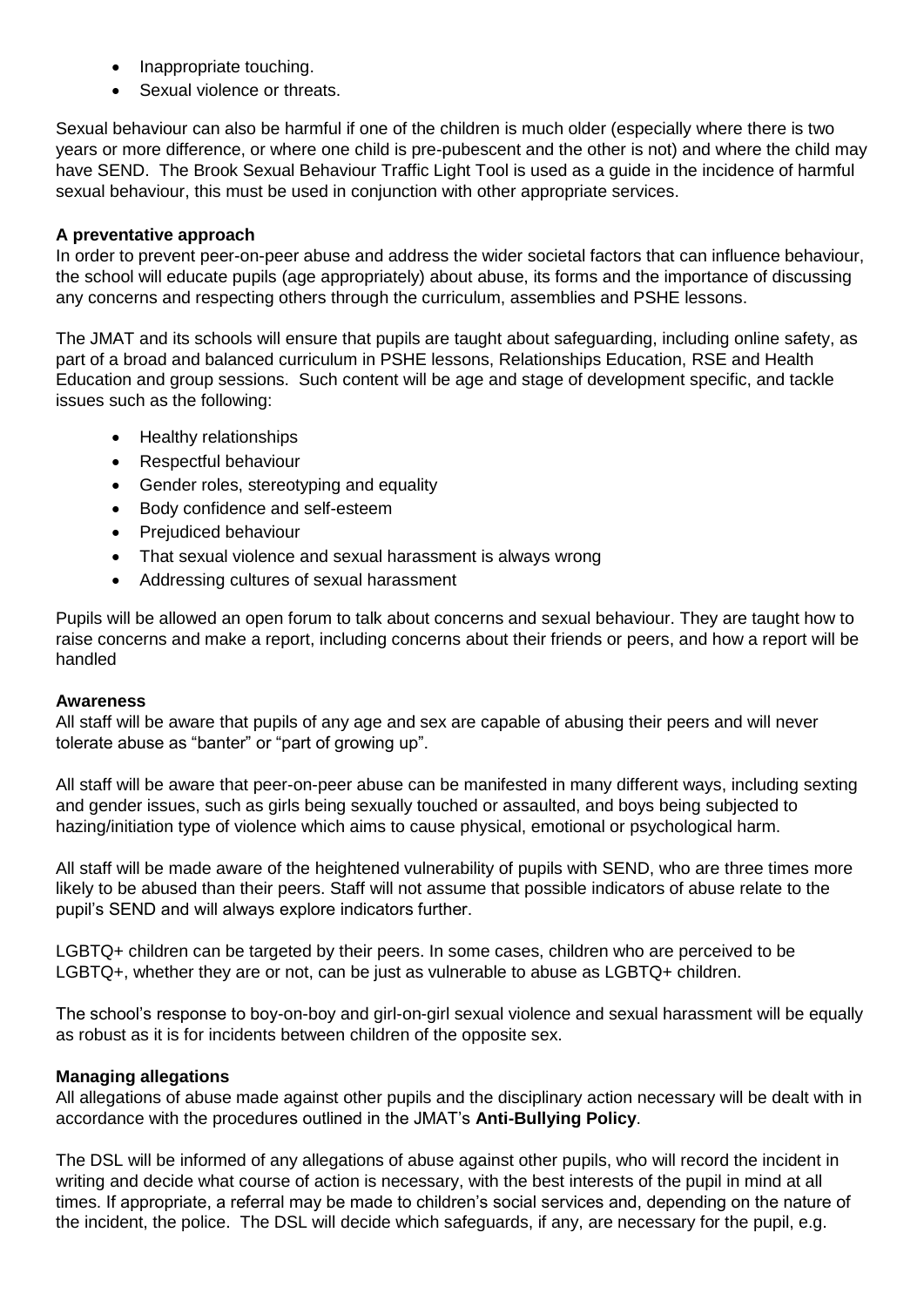- Inappropriate touching.
- Sexual violence or threats.

Sexual behaviour can also be harmful if one of the children is much older (especially where there is two years or more difference, or where one child is pre-pubescent and the other is not) and where the child may have SEND. The Brook Sexual Behaviour Traffic Light Tool is used as a guide in the incidence of harmful sexual behaviour, this must be used in conjunction with other appropriate services.

**A preventative approach**

In order to prevent peer-on-peer abuse and address the wider societal factors that can influence behaviour, the school will educate pupils (age appropriately) about abuse, its forms and the importance of discussing any concerns and respecting others through the curriculum, assemblies and PSHE lessons.

The JMAT and its schools will ensure that pupils are taught about safeguarding, including online safety, as part of a broad and balanced curriculum in PSHE lessons, Relationships Education, RSE and Health Education and group sessions. Such content will be age and stage of development specific, and tackle issues such as the following:

- Healthy relationships
- Respectful behaviour
- Gender roles, stereotyping and equality
- Body confidence and self-esteem
- Prejudiced behaviour
- That sexual violence and sexual harassment is always wrong
- Addressing cultures of sexual harassment

Pupils will be allowed an open forum to talk about concerns and sexual behaviour. They are taught how to raise concerns and make a report, including concerns about their friends or peers, and how a report will be handled

**Awareness**

All staff will be aware that pupils of any age and sex are capable of abusing their peers and will never tolerate abuse as "banter" or "part of growing up".

All staff will be aware that peer-on-peer abuse can be manifested in many different ways, including sexting and gender issues, such as girls being sexually touched or assaulted, and boys being subjected to hazing/initiation type of violence which aims to cause physical, emotional or psychological harm.

All staff will be made aware of the heightened vulnerability of pupils with SEND, who are three times more likely to be abused than their peers. Staff will not assume that possible indicators of abuse relate to the pupil's SEND and will always explore indicators further.

LGBTQ+ children can be targeted by their peers. In some cases, children who are perceived to be LGBTQ+, whether they are or not, can be just as vulnerable to abuse as LGBTQ+ children.

The school's response to boy-on-boy and girl-on-girl sexual violence and sexual harassment will be equally as robust as it is for incidents between children of the opposite sex.

**Managing allegations**

All allegations of abuse made against other pupils and the disciplinary action necessary will be dealt with in accordance with the procedures outlined in the JMAT's **Anti-Bullying Policy**.

The DSL will be informed of any allegations of abuse against other pupils, who will record the incident in writing and decide what course of action is necessary, with the best interests of the pupil in mind at all times. If appropriate, a referral may be made to children's social services and, depending on the nature of the incident, the police. The DSL will decide which safeguards, if any, are necessary for the pupil, e.g.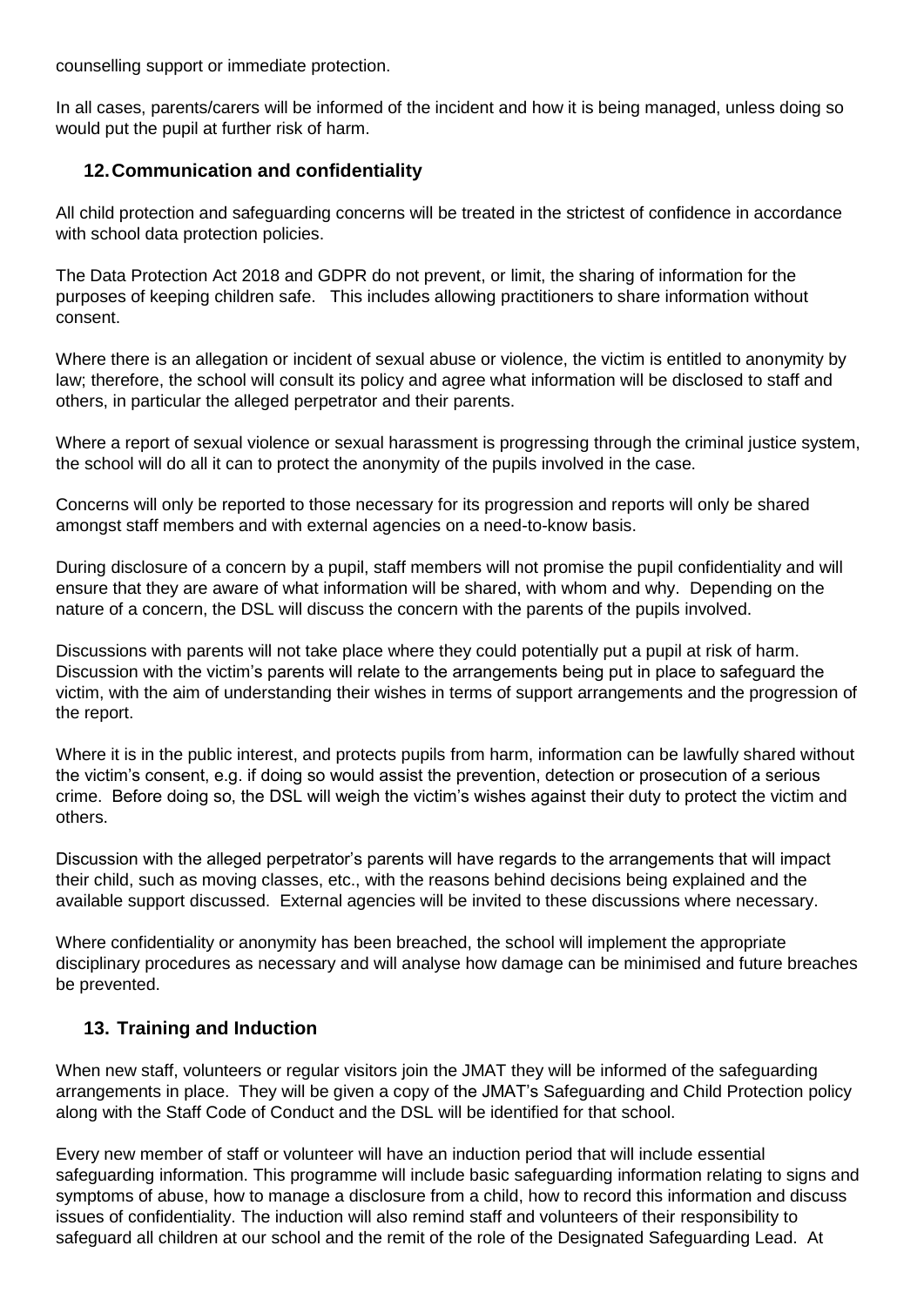counselling support or immediate protection.

In all cases, parents/carers will be informed of the incident and how it is being managed, unless doing so would put the pupil at further risk of harm.

## 12. Communication and confidentiality

All child protection and safeguarding concerns will be treated in the strictest of confidence in accordance with school data protection policies.

The Data Protection Act 2018 and GDPR do not prevent, or limit, the sharing of information for the purposes of keeping children safe. This includes allowing practitioners to share information without consent.

Where there is an allegation or incident of sexual abuse or violence, the victim is entitled to anonymity by law; therefore, the school will consult its policy and agree what information will be disclosed to staff and others, in particular the alleged perpetrator and their parents.

Where a report of sexual violence or sexual harassment is progressing through the criminal justice system, the school will do all it can to protect the anonymity of the pupils involved in the case.

Concerns will only be reported to those necessary for its progression and reports will only be shared amongst staff members and with external agencies on a need-to-know basis.

During disclosure of a concern by a pupil, staff members will not promise the pupil confidentiality and will ensure that they are aware of what information will be shared, with whom and why. Depending on the nature of a concern, the DSL will discuss the concern with the parents of the pupils involved.

Discussions with parents will not take place where they could potentially put a pupil at risk of harm. Discussion with the victim's parents will relate to the arrangements being put in place to safeguard the victim, with the aim of understanding their wishes in terms of support arrangements and the progression of the report.

Where it is in the public interest, and protects pupils from harm, information can be lawfully shared without the victim's consent, e.g. if doing so would assist the prevention, detection or prosecution of a serious crime. Before doing so, the DSL will weigh the victim's wishes against their duty to protect the victim and others.

Discussion with the alleged perpetrator's parents will have regards to the arrangements that will impact their child, such as moving classes, etc., with the reasons behind decisions being explained and the available support discussed. External agencies will be invited to these discussions where necessary.

Where confidentiality or anonymity has been breached, the school will implement the appropriate disciplinary procedures as necessary and will analyse how damage can be minimised and future breaches be prevented.

## 13. Training and Induction

When new staff, volunteers or regular visitors join the JMAT they will be informed of the safeguarding arrangements in place. They will be given a copy of the JMAT's Safeguarding and Child Protection policy along with the Staff Code of Conduct and the DSL will be identified for that school.

Every new member of staff or volunteer will have an induction period that will include essential safeguarding information. This programme will include basic safeguarding information relating to signs and symptoms of abuse, how to manage a disclosure from a child, how to record this information and discuss issues of confidentiality. The induction will also remind staff and volunteers of their responsibility to safeguard all children at our school and the remit of the role of the Designated Safeguarding Lead. At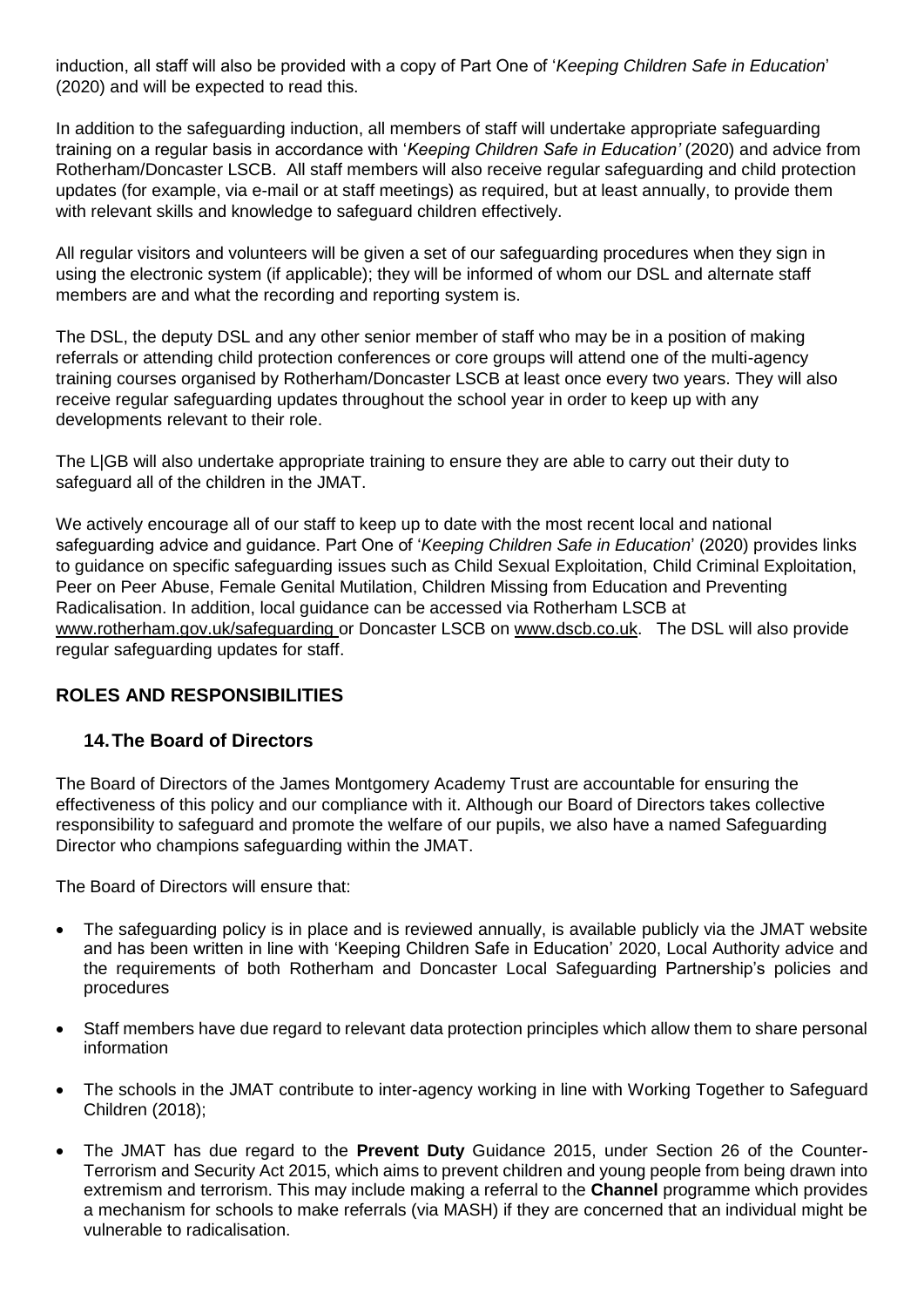induction, all staff will also be provided with a copy of Part One of '*Keeping Children Safe in Education*' (2020) and will be expected to read this.

In addition to the safeguarding induction, all members of staff will undertake appropriate safeguarding training on a regular basis in accordance with '*Keeping Children Safe in Education'* (2020) and advice from Rotherham/Doncaster LSCB. All staff members will also receive regular safeguarding and child protection updates (for example, via e-mail or at staff meetings) as required, but at least annually, to provide them with relevant skills and knowledge to safeguard children effectively.

All regular visitors and volunteers will be given a set of our safeguarding procedures when they sign in using the electronic system (if applicable); they will be informed of whom our DSL and alternate staff members are and what the recording and reporting system is.

The DSL, the deputy DSL and any other senior member of staff who may be in a position of making referrals or attending child protection conferences or core groups will attend one of the multi-agency training courses organised by Rotherham/Doncaster LSCB at least once every two years. They will also receive regular safeguarding updates throughout the school year in order to keep up with any developments relevant to their role.

The L|GB will also undertake appropriate training to ensure they are able to carry out their duty to safeguard all of the children in the JMAT.

We actively encourage all of our staff to keep up to date with the most recent local and national safeguarding advice and guidance. Part One of '*Keeping Children Safe in Education*' (2020) provides links to guidance on specific safeguarding issues such as Child Sexual Exploitation, Child Criminal Exploitation, Peer on Peer Abuse, Female Genital Mutilation, Children Missing from Education and Preventing Radicalisation. In addition, local guidance can be accessed via Rotherham LSCB at www.rotherham.gov.uk/safeguarding or Doncaster LSCB on www.dscb.co.uk. The DSL will also provide regular safeguarding updates for staff.

## ROLES AND RESPONSIBILITIES

### 14. The Board of Directors

The Board of Directors of the James Montgomery Academy Trust are accountable for ensuring the effectiveness of this policy and our compliance with it. Although our Board of Directors takes collective responsibility to safeguard and promote the welfare of our pupils, we also have a named Safeguarding Director who champions safeguarding within the JMAT.

The Board of Directors will ensure that:

- The safeguarding policy is in place and is reviewed annually, is available publicly via the JMAT website and has been written in line with 'Keeping Children Safe in Education' 2020, Local Authority advice and the requirements of both Rotherham and Doncaster Local Safeguarding Partnership's policies and procedures
- Staff members have due regard to relevant data protection principles which allow them to share personal information
- The schools in the JMAT contribute to inter-agency working in line with Working Together to Safeguard Children (2018);
- The JMAT has due regard to the **Prevent Duty** Guidance 2015, under Section 26 of the Counter-Terrorism and Security Act 2015, which aims to prevent children and young people from being drawn into extremism and terrorism. This may include making a referral to the **Channel** programme which provides a mechanism for schools to make referrals (via MASH) if they are concerned that an individual might be vulnerable to radicalisation.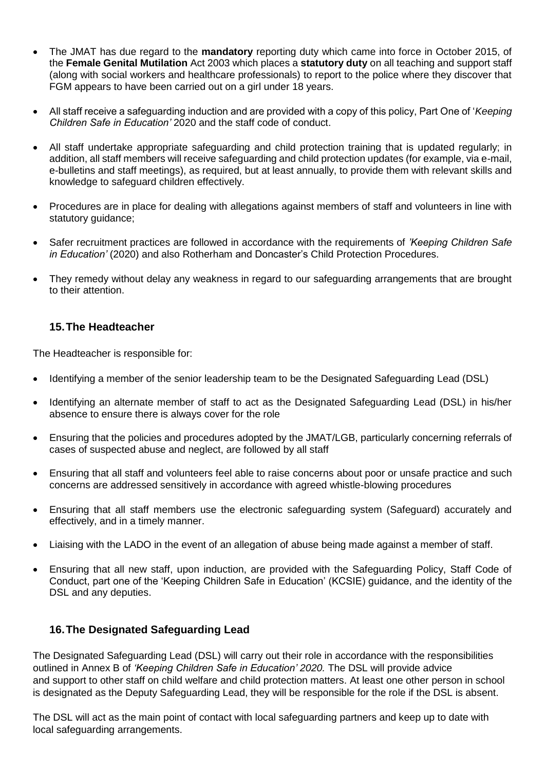- The JMAT has due regard to the **mandatory** reporting duty which came into force in October 2015, of the **Female Genital Mutilation** Act 2003 which places a **statutory duty** on all teaching and support staff (along with social workers and healthcare professionals) to report to the police where they discover that FGM appears to have been carried out on a girl under 18 years.

- All staff receive a safeguarding induction and are provided with a copy of this policy, Part One of '*Keeping Children Safe in Education'* 2020 and the staff code of conduct.

- All staff undertake appropriate safeguarding and child protection training that is updated regularly; in addition, all staff members will receive safeguarding and child protection updates (for example, via e-mail, e-bulletins and staff meetings), as required, but at least annually, to provide them with relevant skills and knowledge to safeguard children effectively.

- Procedures are in place for dealing with allegations against members of staff and volunteers in line with statutory guidance;

- Safer recruitment practices are followed in accordance with the requirements of *'Keeping Children Safe in Education'* (2020) and also Rotherham and Doncaster's Child Protection Procedures.

- They remedy without delay any weakness in regard to our safeguarding arrangements that are brought to their attention.

## 15. The Headteacher

The Headteacher is responsible for:

- Identifying a member of the senior leadership team to be the Designated Safeguarding Lead (DSL)

- Identifying an alternate member of staff to act as the Designated Safeguarding Lead (DSL) in his/her absence to ensure there is always cover for the role

- Ensuring that the policies and procedures adopted by the JMAT/LGB, particularly concerning referrals of cases of suspected abuse and neglect, are followed by all staff

- Ensuring that all staff and volunteers feel able to raise concerns about poor or unsafe practice and such concerns are addressed sensitively in accordance with agreed whistle-blowing procedures

- Ensuring that all staff members use the electronic safeguarding system (Safeguard) accurately and effectively, and in a timely manner.

- Liaising with the LADO in the event of an allegation of abuse being made against a member of staff.

- Ensuring that all new staff, upon induction, are provided with the Safeguarding Policy, Staff Code of Conduct, part one of the 'Keeping Children Safe in Education' (KCSIE) guidance, and the identity of the DSL and any deputies.

## 16. The Designated Safeguarding Lead

The Designated Safeguarding Lead (DSL) will carry out their role in accordance with the responsibilities outlined in Annex B of *'Keeping Children Safe in Education' 2020.* The DSL will provide advice and support to other staff on child welfare and child protection matters. At least one other person in school is designated as the Deputy Safeguarding Lead, they will be responsible for the role if the DSL is absent.

The DSL will act as the main point of contact with local safeguarding partners and keep up to date with local safeguarding arrangements.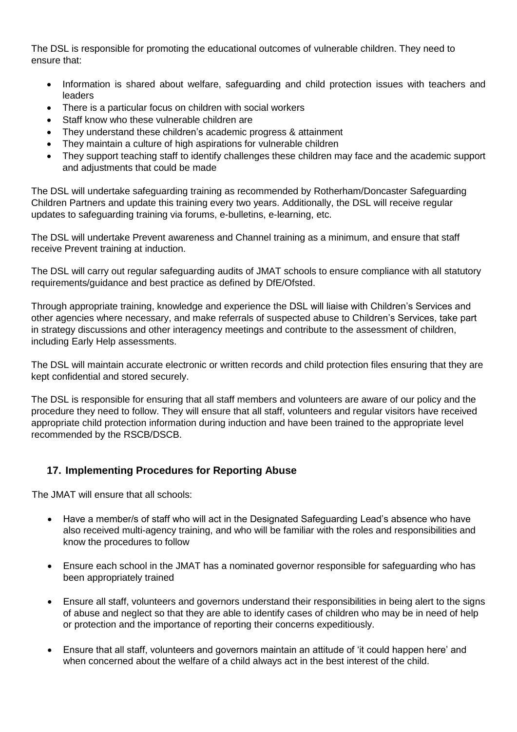The DSL is responsible for promoting the educational outcomes of vulnerable children. They need to ensure that:

- Information is shared about welfare, safeguarding and child protection issues with teachers and leaders
- There is a particular focus on children with social workers
- Staff know who these vulnerable children are
- They understand these children's academic progress & attainment
- They maintain a culture of high aspirations for vulnerable children
- They support teaching staff to identify challenges these children may face and the academic support and adjustments that could be made

The DSL will undertake safeguarding training as recommended by Rotherham/Doncaster Safeguarding Children Partners and update this training every two years. Additionally, the DSL will receive regular updates to safeguarding training via forums, e-bulletins, e-learning, etc.

The DSL will undertake Prevent awareness and Channel training as a minimum, and ensure that staff receive Prevent training at induction.

The DSL will carry out regular safeguarding audits of JMAT schools to ensure compliance with all statutory requirements/guidance and best practice as defined by DfE/Ofsted.

Through appropriate training, knowledge and experience the DSL will liaise with Children's Services and other agencies where necessary, and make referrals of suspected abuse to Children's Services, take part in strategy discussions and other interagency meetings and contribute to the assessment of children, including Early Help assessments.

The DSL will maintain accurate electronic or written records and child protection files ensuring that they are kept confidential and stored securely.

The DSL is responsible for ensuring that all staff members and volunteers are aware of our policy and the procedure they need to follow. They will ensure that all staff, volunteers and regular visitors have received appropriate child protection information during induction and have been trained to the appropriate level recommended by the RSCB/DSCB.

## 17. Implementing Procedures for Reporting Abuse

The JMAT will ensure that all schools:

- Have a member/s of staff who will act in the Designated Safeguarding Lead's absence who have also received multi-agency training, and who will be familiar with the roles and responsibilities and know the procedures to follow

- Ensure each school in the JMAT has a nominated governor responsible for safeguarding who has been appropriately trained

- Ensure all staff, volunteers and governors understand their responsibilities in being alert to the signs of abuse and neglect so that they are able to identify cases of children who may be in need of help or protection and the importance of reporting their concerns expeditiously.

- Ensure that all staff, volunteers and governors maintain an attitude of 'it could happen here' and when concerned about the welfare of a child always act in the best interest of the child.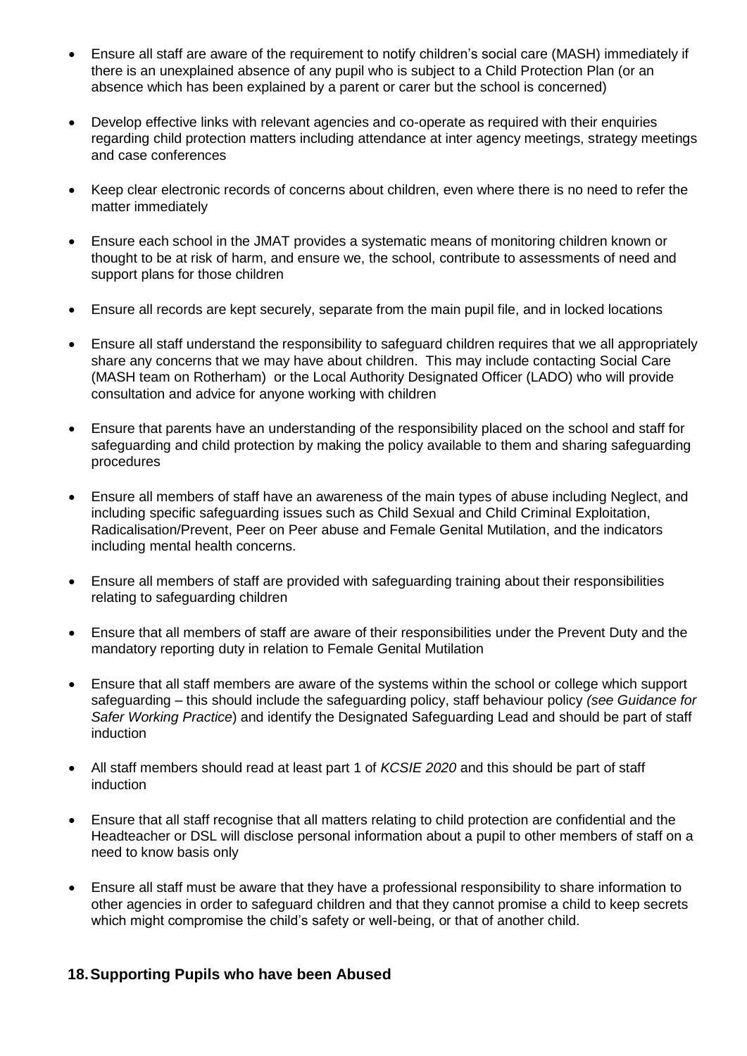- Ensure all staff are aware of the requirement to notify children's social care (MASH) immediately if there is an unexplained absence of any pupil who is subject to a Child Protection Plan (or an absence which has been explained by a parent or carer but the school is concerned)

- Develop effective links with relevant agencies and co-operate as required with their enquiries regarding child protection matters including attendance at inter agency meetings, strategy meetings and case conferences

- Keep clear electronic records of concerns about children, even where there is no need to refer the matter immediately

- Ensure each school in the JMAT provides a systematic means of monitoring children known or thought to be at risk of harm, and ensure we, the school, contribute to assessments of need and support plans for those children

- Ensure all records are kept securely, separate from the main pupil file, and in locked locations

- Ensure all staff understand the responsibility to safeguard children requires that we all appropriately share any concerns that we may have about children. This may include contacting Social Care (MASH team on Rotherham) or the Local Authority Designated Officer (LADO) who will provide consultation and advice for anyone working with children

- Ensure that parents have an understanding of the responsibility placed on the school and staff for safeguarding and child protection by making the policy available to them and sharing safeguarding procedures

- Ensure all members of staff have an awareness of the main types of abuse including Neglect, and including specific safeguarding issues such as Child Sexual and Child Criminal Exploitation, Radicalisation/Prevent, Peer on Peer abuse and Female Genital Mutilation, and the indicators including mental health concerns.

- Ensure all members of staff are provided with safeguarding training about their responsibilities relating to safeguarding children

- Ensure that all members of staff are aware of their responsibilities under the Prevent Duty and the mandatory reporting duty in relation to Female Genital Mutilation

- Ensure that all staff members are aware of the systems within the school or college which support safeguarding – this should include the safeguarding policy, staff behaviour policy *(see Guidance for Safer Working Practice*) and identify the Designated Safeguarding Lead and should be part of staff induction

- All staff members should read at least part 1 of *KCSIE 2020* and this should be part of staff induction

- Ensure that all staff recognise that all matters relating to child protection are confidential and the Headteacher or DSL will disclose personal information about a pupil to other members of staff on a need to know basis only

- Ensure all staff must be aware that they have a professional responsibility to share information to other agencies in order to safeguard children and that they cannot promise a child to keep secrets which might compromise the child's safety or well-being, or that of another child.

## 18. Supporting Pupils who have been Abused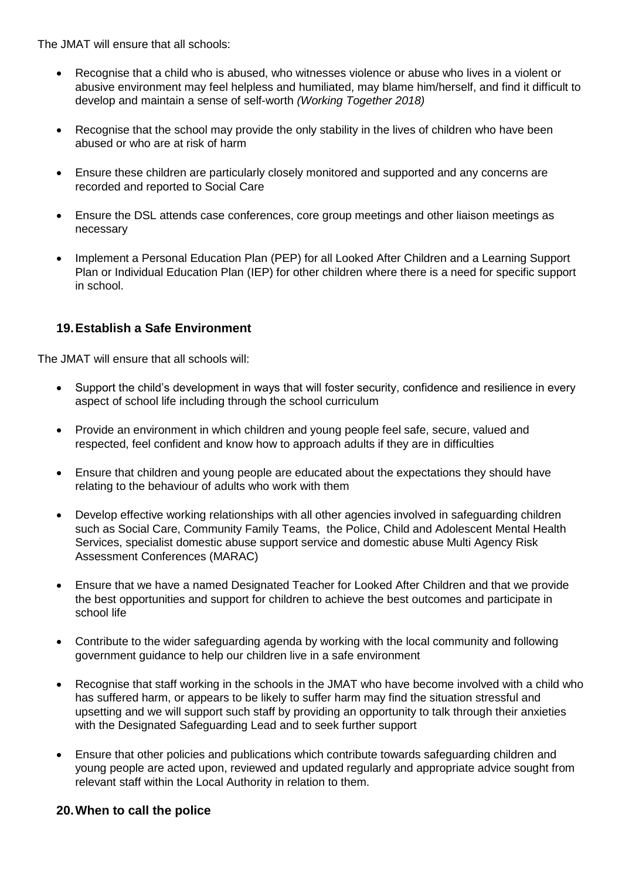The JMAT will ensure that all schools:

- Recognise that a child who is abused, who witnesses violence or abuse who lives in a violent or abusive environment may feel helpless and humiliated, may blame him/herself, and find it difficult to develop and maintain a sense of self-worth *(Working Together 2018)*
- Recognise that the school may provide the only stability in the lives of children who have been abused or who are at risk of harm
- Ensure these children are particularly closely monitored and supported and any concerns are recorded and reported to Social Care
- Ensure the DSL attends case conferences, core group meetings and other liaison meetings as necessary
- Implement a Personal Education Plan (PEP) for all Looked After Children and a Learning Support Plan or Individual Education Plan (IEP) for other children where there is a need for specific support in school.

## 19. Establish a Safe Environment

The JMAT will ensure that all schools will:

- Support the child's development in ways that will foster security, confidence and resilience in every aspect of school life including through the school curriculum
- Provide an environment in which children and young people feel safe, secure, valued and respected, feel confident and know how to approach adults if they are in difficulties
- Ensure that children and young people are educated about the expectations they should have relating to the behaviour of adults who work with them
- Develop effective working relationships with all other agencies involved in safeguarding children such as Social Care, Community Family Teams, the Police, Child and Adolescent Mental Health Services, specialist domestic abuse support service and domestic abuse Multi Agency Risk Assessment Conferences (MARAC)
- Ensure that we have a named Designated Teacher for Looked After Children and that we provide the best opportunities and support for children to achieve the best outcomes and participate in school life
- Contribute to the wider safeguarding agenda by working with the local community and following government guidance to help our children live in a safe environment
- Recognise that staff working in the schools in the JMAT who have become involved with a child who has suffered harm, or appears to be likely to suffer harm may find the situation stressful and upsetting and we will support such staff by providing an opportunity to talk through their anxieties with the Designated Safeguarding Lead and to seek further support
- Ensure that other policies and publications which contribute towards safeguarding children and young people are acted upon, reviewed and updated regularly and appropriate advice sought from relevant staff within the Local Authority in relation to them.

## 20. When to call the police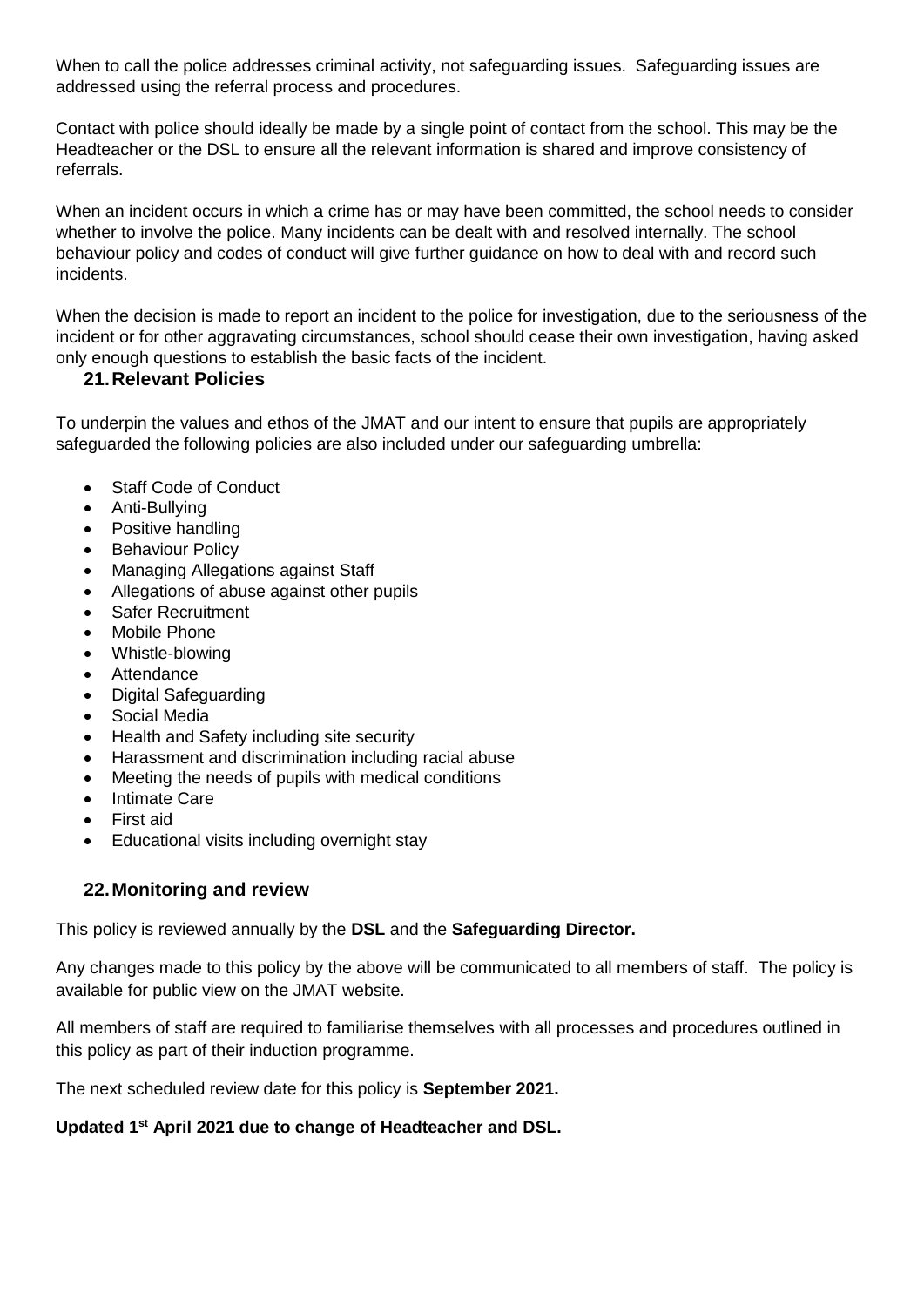When to call the police addresses criminal activity, not safeguarding issues. Safeguarding issues are addressed using the referral process and procedures.

Contact with police should ideally be made by a single point of contact from the school. This may be the Headteacher or the DSL to ensure all the relevant information is shared and improve consistency of referrals.

When an incident occurs in which a crime has or may have been committed, the school needs to consider whether to involve the police. Many incidents can be dealt with and resolved internally. The school behaviour policy and codes of conduct will give further guidance on how to deal with and record such incidents.

When the decision is made to report an incident to the police for investigation, due to the seriousness of the incident or for other aggravating circumstances, school should cease their own investigation, having asked only enough questions to establish the basic facts of the incident.

## 21. Relevant Policies

To underpin the values and ethos of the JMAT and our intent to ensure that pupils are appropriately safeguarded the following policies are also included under our safeguarding umbrella:

- Staff Code of Conduct
- Anti-Bullying
- Positive handling
- Behaviour Policy
- Managing Allegations against Staff
- Allegations of abuse against other pupils
- Safer Recruitment
- Mobile Phone
- Whistle-blowing
- Attendance
- Digital Safeguarding
- Social Media
- Health and Safety including site security
- Harassment and discrimination including racial abuse
- Meeting the needs of pupils with medical conditions
- Intimate Care
- First aid
- Educational visits including overnight stay

## 22. Monitoring and review

This policy is reviewed annually by the **DSL** and the **Safeguarding Director.**

Any changes made to this policy by the above will be communicated to all members of staff. The policy is available for public view on the JMAT website.

All members of staff are required to familiarise themselves with all processes and procedures outlined in this policy as part of their induction programme.

The next scheduled review date for this policy is **September 2021.**

**Updated 1st April 2021 due to change of Headteacher and DSL.**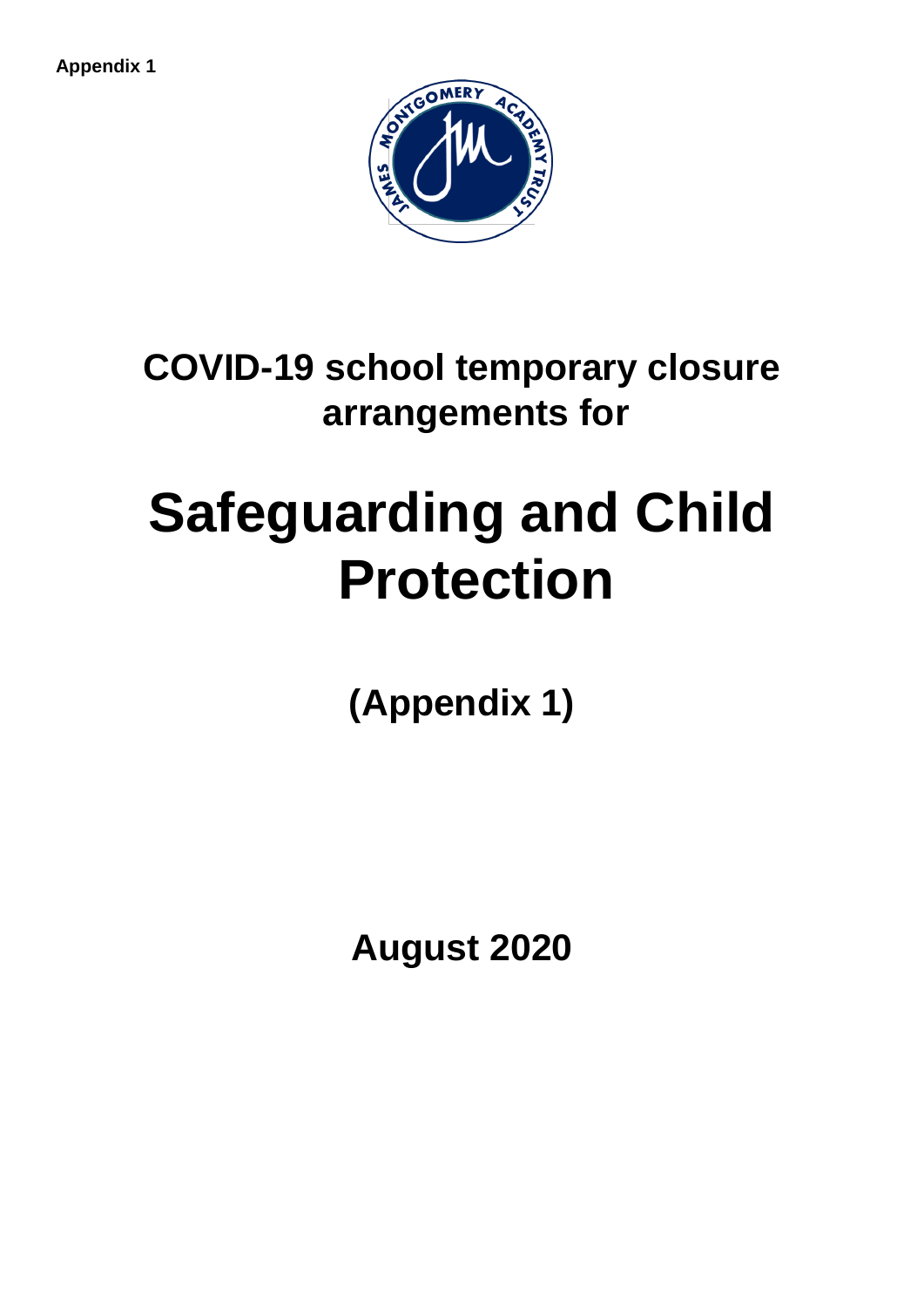Appendix 1

# COVID-19 school temporary closure arrangements for

# Safeguarding and Child Protection

## (Appendix 1)

## August 2020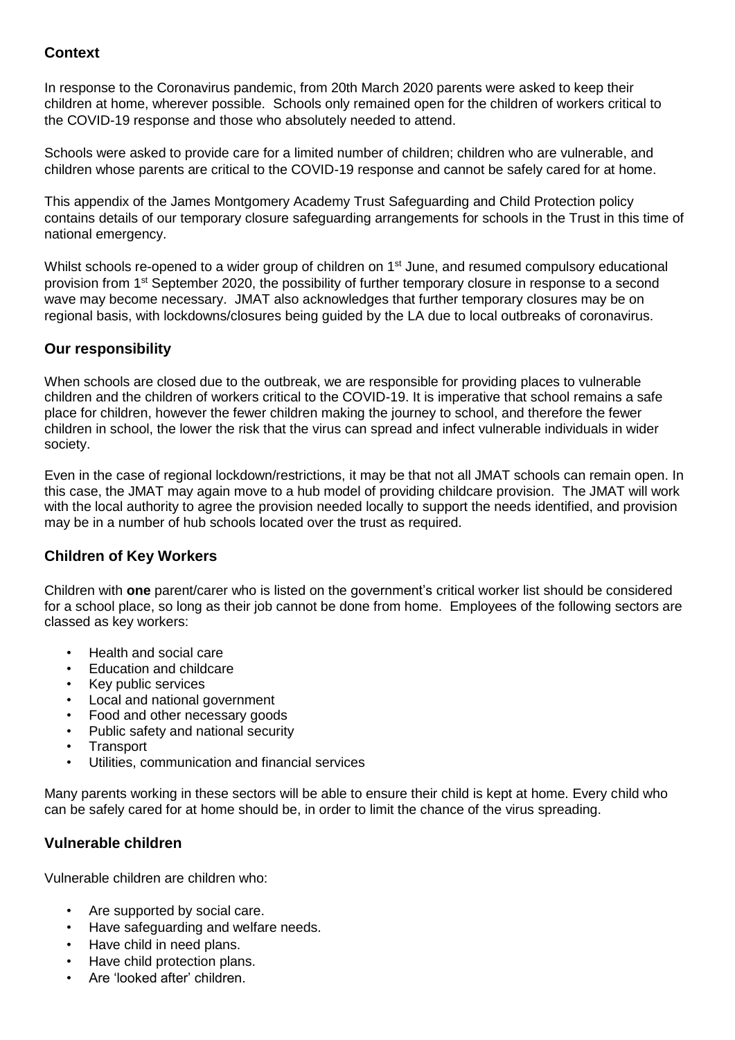## Context

In response to the Coronavirus pandemic, from 20th March 2020 parents were asked to keep their children at home, wherever possible. Schools only remained open for the children of workers critical to the COVID-19 response and those who absolutely needed to attend.

Schools were asked to provide care for a limited number of children; children who are vulnerable, and children whose parents are critical to the COVID-19 response and cannot be safely cared for at home.

This appendix of the James Montgomery Academy Trust Safeguarding and Child Protection policy contains details of our temporary closure safeguarding arrangements for schools in the Trust in this time of national emergency.

Whilst schools re-opened to a wider group of children on 1st June, and resumed compulsory educational provision from 1st September 2020, the possibility of further temporary closure in response to a second wave may become necessary. JMAT also acknowledges that further temporary closures may be on regional basis, with lockdowns/closures being guided by the LA due to local outbreaks of coronavirus.

## Our responsibility

When schools are closed due to the outbreak, we are responsible for providing places to vulnerable children and the children of workers critical to the COVID-19. It is imperative that school remains a safe place for children, however the fewer children making the journey to school, and therefore the fewer children in school, the lower the risk that the virus can spread and infect vulnerable individuals in wider society.

Even in the case of regional lockdown/restrictions, it may be that not all JMAT schools can remain open. In this case, the JMAT may again move to a hub model of providing childcare provision. The JMAT will work with the local authority to agree the provision needed locally to support the needs identified, and provision may be in a number of hub schools located over the trust as required.

## Children of Key Workers

Children with **one** parent/carer who is listed on the government's critical worker list should be considered for a school place, so long as their job cannot be done from home. Employees of the following sectors are classed as key workers:

- Health and social care
- Education and childcare
- Key public services
- Local and national government
- Food and other necessary goods
- Public safety and national security
- Transport
- Utilities, communication and financial services

Many parents working in these sectors will be able to ensure their child is kept at home. Every child who can be safely cared for at home should be, in order to limit the chance of the virus spreading.

## Vulnerable children

Vulnerable children are children who:

- Are supported by social care.
- Have safeguarding and welfare needs.
- Have child in need plans.
- Have child protection plans.
- Are 'looked after' children.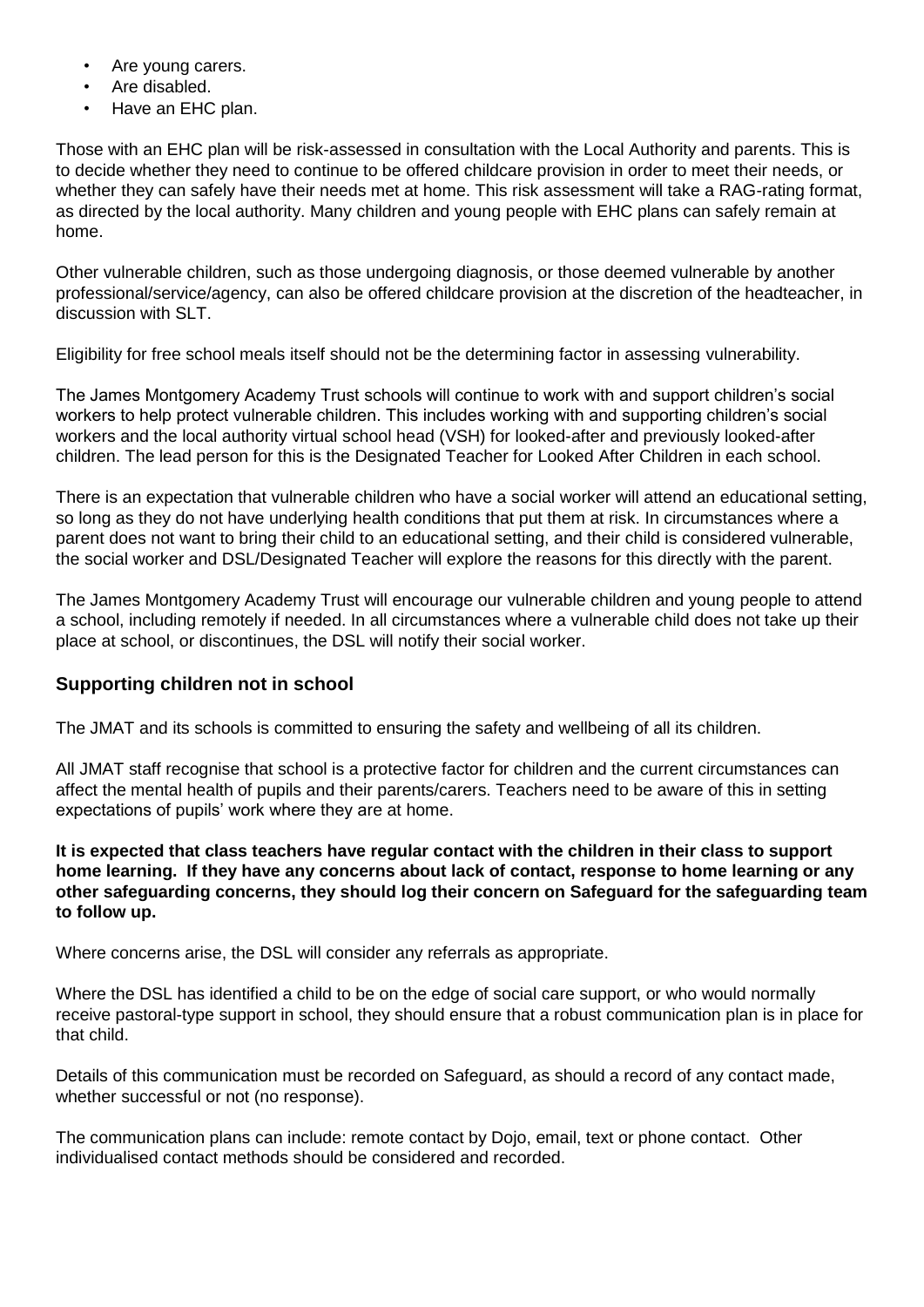- Are young carers.
- Are disabled.
- Have an EHC plan.

Those with an EHC plan will be risk-assessed in consultation with the Local Authority and parents. This is to decide whether they need to continue to be offered childcare provision in order to meet their needs, or whether they can safely have their needs met at home. This risk assessment will take a RAG-rating format, as directed by the local authority. Many children and young people with EHC plans can safely remain at home.

Other vulnerable children, such as those undergoing diagnosis, or those deemed vulnerable by another professional/service/agency, can also be offered childcare provision at the discretion of the headteacher, in discussion with SLT.

Eligibility for free school meals itself should not be the determining factor in assessing vulnerability.

The James Montgomery Academy Trust schools will continue to work with and support children's social workers to help protect vulnerable children. This includes working with and supporting children's social workers and the local authority virtual school head (VSH) for looked-after and previously looked-after children. The lead person for this is the Designated Teacher for Looked After Children in each school.

There is an expectation that vulnerable children who have a social worker will attend an educational setting, so long as they do not have underlying health conditions that put them at risk. In circumstances where a parent does not want to bring their child to an educational setting, and their child is considered vulnerable, the social worker and DSL/Designated Teacher will explore the reasons for this directly with the parent.

The James Montgomery Academy Trust will encourage our vulnerable children and young people to attend a school, including remotely if needed. In all circumstances where a vulnerable child does not take up their place at school, or discontinues, the DSL will notify their social worker.

### Supporting children not in school

The JMAT and its schools is committed to ensuring the safety and wellbeing of all its children.

All JMAT staff recognise that school is a protective factor for children and the current circumstances can affect the mental health of pupils and their parents/carers. Teachers need to be aware of this in setting expectations of pupils' work where they are at home.

**It is expected that class teachers have regular contact with the children in their class to support home learning. If they have any concerns about lack of contact, response to home learning or any other safeguarding concerns, they should log their concern on Safeguard for the safeguarding team to follow up.**

Where concerns arise, the DSL will consider any referrals as appropriate.

Where the DSL has identified a child to be on the edge of social care support, or who would normally receive pastoral-type support in school, they should ensure that a robust communication plan is in place for that child.

Details of this communication must be recorded on Safeguard, as should a record of any contact made, whether successful or not (no response).

The communication plans can include: remote contact by Dojo, email, text or phone contact. Other individualised contact methods should be considered and recorded.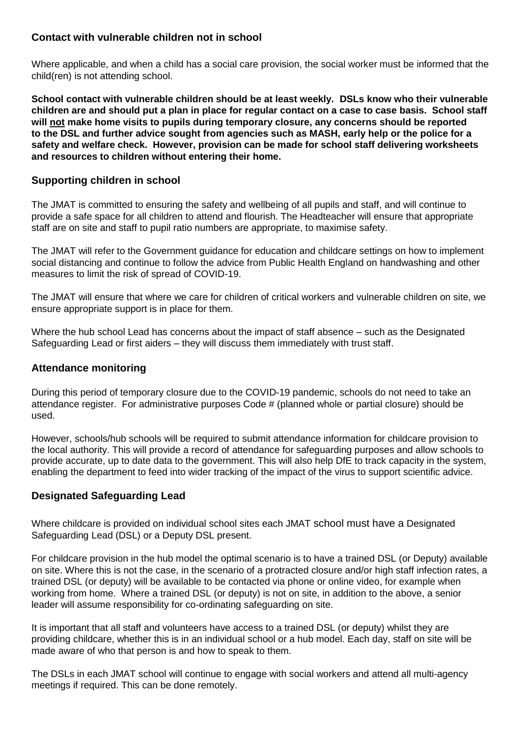## Contact with vulnerable children not in school

Where applicable, and when a child has a social care provision, the social worker must be informed that the child(ren) is not attending school.

**School contact with vulnerable children should be at least weekly. DSLs know who their vulnerable children are and should put a plan in place for regular contact on a case to case basis. School staff will <u>not</u> make home visits to pupils during temporary closure, any concerns should be reported to the DSL and further advice sought from agencies such as MASH, early help or the police for a safety and welfare check. However, provision can be made for school staff delivering worksheets and resources to children without entering their home.**

## Supporting children in school

The JMAT is committed to ensuring the safety and wellbeing of all pupils and staff, and will continue to provide a safe space for all children to attend and flourish. The Headteacher will ensure that appropriate staff are on site and staff to pupil ratio numbers are appropriate, to maximise safety.

The JMAT will refer to the Government guidance for education and childcare settings on how to implement social distancing and continue to follow the advice from Public Health England on handwashing and other measures to limit the risk of spread of COVID-19.

The JMAT will ensure that where we care for children of critical workers and vulnerable children on site, we ensure appropriate support is in place for them.

Where the hub school Lead has concerns about the impact of staff absence – such as the Designated Safeguarding Lead or first aiders – they will discuss them immediately with trust staff.

## Attendance monitoring

During this period of temporary closure due to the COVID-19 pandemic, schools do not need to take an attendance register. For administrative purposes Code # (planned whole or partial closure) should be used.

However, schools/hub schools will be required to submit attendance information for childcare provision to the local authority. This will provide a record of attendance for safeguarding purposes and allow schools to provide accurate, up to date data to the government. This will also help DfE to track capacity in the system, enabling the department to feed into wider tracking of the impact of the virus to support scientific advice.

## Designated Safeguarding Lead

Where childcare is provided on individual school sites each JMAT school must have a Designated Safeguarding Lead (DSL) or a Deputy DSL present.

For childcare provision in the hub model the optimal scenario is to have a trained DSL (or Deputy) available on site. Where this is not the case, in the scenario of a protracted closure and/or high staff infection rates, a trained DSL (or deputy) will be available to be contacted via phone or online video, for example when working from home. Where a trained DSL (or deputy) is not on site, in addition to the above, a senior leader will assume responsibility for co-ordinating safeguarding on site.

It is important that all staff and volunteers have access to a trained DSL (or deputy) whilst they are providing childcare, whether this is in an individual school or a hub model. Each day, staff on site will be made aware of who that person is and how to speak to them.

The DSLs in each JMAT school will continue to engage with social workers and attend all multi-agency meetings if required. This can be done remotely.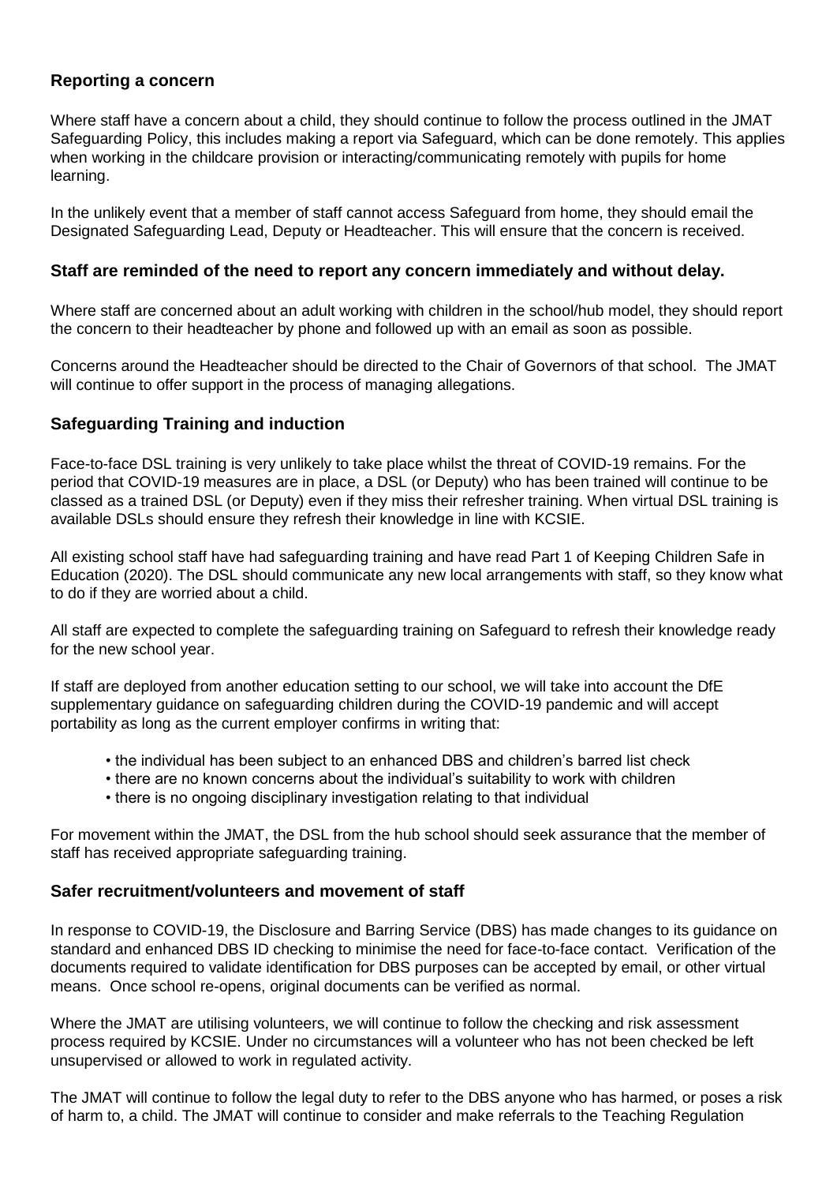### Reporting a concern

Where staff have a concern about a child, they should continue to follow the process outlined in the JMAT Safeguarding Policy, this includes making a report via Safeguard, which can be done remotely. This applies when working in the childcare provision or interacting/communicating remotely with pupils for home learning.

In the unlikely event that a member of staff cannot access Safeguard from home, they should email the Designated Safeguarding Lead, Deputy or Headteacher. This will ensure that the concern is received.

### Staff are reminded of the need to report any concern immediately and without delay.

Where staff are concerned about an adult working with children in the school/hub model, they should report the concern to their headteacher by phone and followed up with an email as soon as possible.

Concerns around the Headteacher should be directed to the Chair of Governors of that school. The JMAT will continue to offer support in the process of managing allegations.

### Safeguarding Training and induction

Face-to-face DSL training is very unlikely to take place whilst the threat of COVID-19 remains. For the period that COVID-19 measures are in place, a DSL (or Deputy) who has been trained will continue to be classed as a trained DSL (or Deputy) even if they miss their refresher training. When virtual DSL training is available DSLs should ensure they refresh their knowledge in line with KCSIE.

All existing school staff have had safeguarding training and have read Part 1 of Keeping Children Safe in Education (2020). The DSL should communicate any new local arrangements with staff, so they know what to do if they are worried about a child.

All staff are expected to complete the safeguarding training on Safeguard to refresh their knowledge ready for the new school year.

If staff are deployed from another education setting to our school, we will take into account the DfE supplementary guidance on safeguarding children during the COVID-19 pandemic and will accept portability as long as the current employer confirms in writing that:

- the individual has been subject to an enhanced DBS and children's barred list check
- there are no known concerns about the individual's suitability to work with children
- there is no ongoing disciplinary investigation relating to that individual

For movement within the JMAT, the DSL from the hub school should seek assurance that the member of staff has received appropriate safeguarding training.

### Safer recruitment/volunteers and movement of staff

In response to COVID-19, the Disclosure and Barring Service (DBS) has made changes to its guidance on standard and enhanced DBS ID checking to minimise the need for face-to-face contact. Verification of the documents required to validate identification for DBS purposes can be accepted by email, or other virtual means. Once school re-opens, original documents can be verified as normal.

Where the JMAT are utilising volunteers, we will continue to follow the checking and risk assessment process required by KCSIE. Under no circumstances will a volunteer who has not been checked be left unsupervised or allowed to work in regulated activity.

The JMAT will continue to follow the legal duty to refer to the DBS anyone who has harmed, or poses a risk of harm to, a child. The JMAT will continue to consider and make referrals to the Teaching Regulation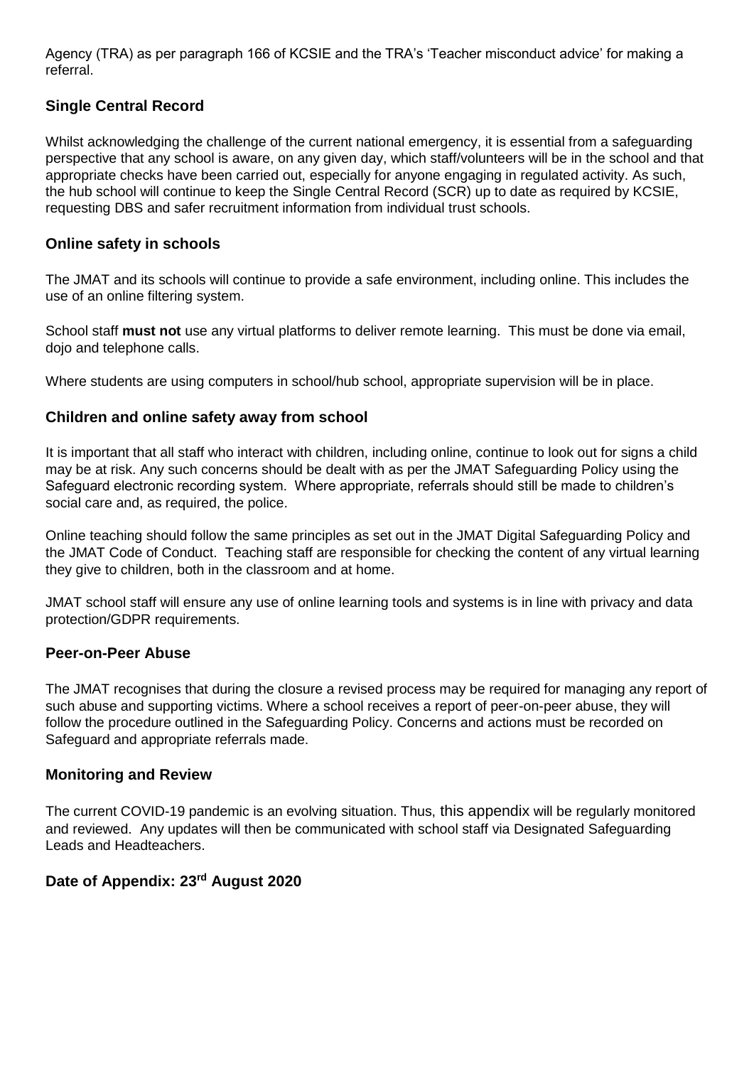Agency (TRA) as per paragraph 166 of KCSIE and the TRA's 'Teacher misconduct advice' for making a referral.

## Single Central Record

Whilst acknowledging the challenge of the current national emergency, it is essential from a safeguarding perspective that any school is aware, on any given day, which staff/volunteers will be in the school and that appropriate checks have been carried out, especially for anyone engaging in regulated activity. As such, the hub school will continue to keep the Single Central Record (SCR) up to date as required by KCSIE, requesting DBS and safer recruitment information from individual trust schools.

## Online safety in schools

The JMAT and its schools will continue to provide a safe environment, including online. This includes the use of an online filtering system.

School staff **must not** use any virtual platforms to deliver remote learning. This must be done via email, dojo and telephone calls.

Where students are using computers in school/hub school, appropriate supervision will be in place.

## Children and online safety away from school

It is important that all staff who interact with children, including online, continue to look out for signs a child may be at risk. Any such concerns should be dealt with as per the JMAT Safeguarding Policy using the Safeguard electronic recording system. Where appropriate, referrals should still be made to children's social care and, as required, the police.

Online teaching should follow the same principles as set out in the JMAT Digital Safeguarding Policy and the JMAT Code of Conduct. Teaching staff are responsible for checking the content of any virtual learning they give to children, both in the classroom and at home.

JMAT school staff will ensure any use of online learning tools and systems is in line with privacy and data protection/GDPR requirements.

## Peer-on-Peer Abuse

The JMAT recognises that during the closure a revised process may be required for managing any report of such abuse and supporting victims. Where a school receives a report of peer-on-peer abuse, they will follow the procedure outlined in the Safeguarding Policy. Concerns and actions must be recorded on Safeguard and appropriate referrals made.

## Monitoring and Review

The current COVID-19 pandemic is an evolving situation. Thus, this appendix will be regularly monitored and reviewed. Any updates will then be communicated with school staff via Designated Safeguarding Leads and Headteachers.

## Date of Appendix: 23rd August 2020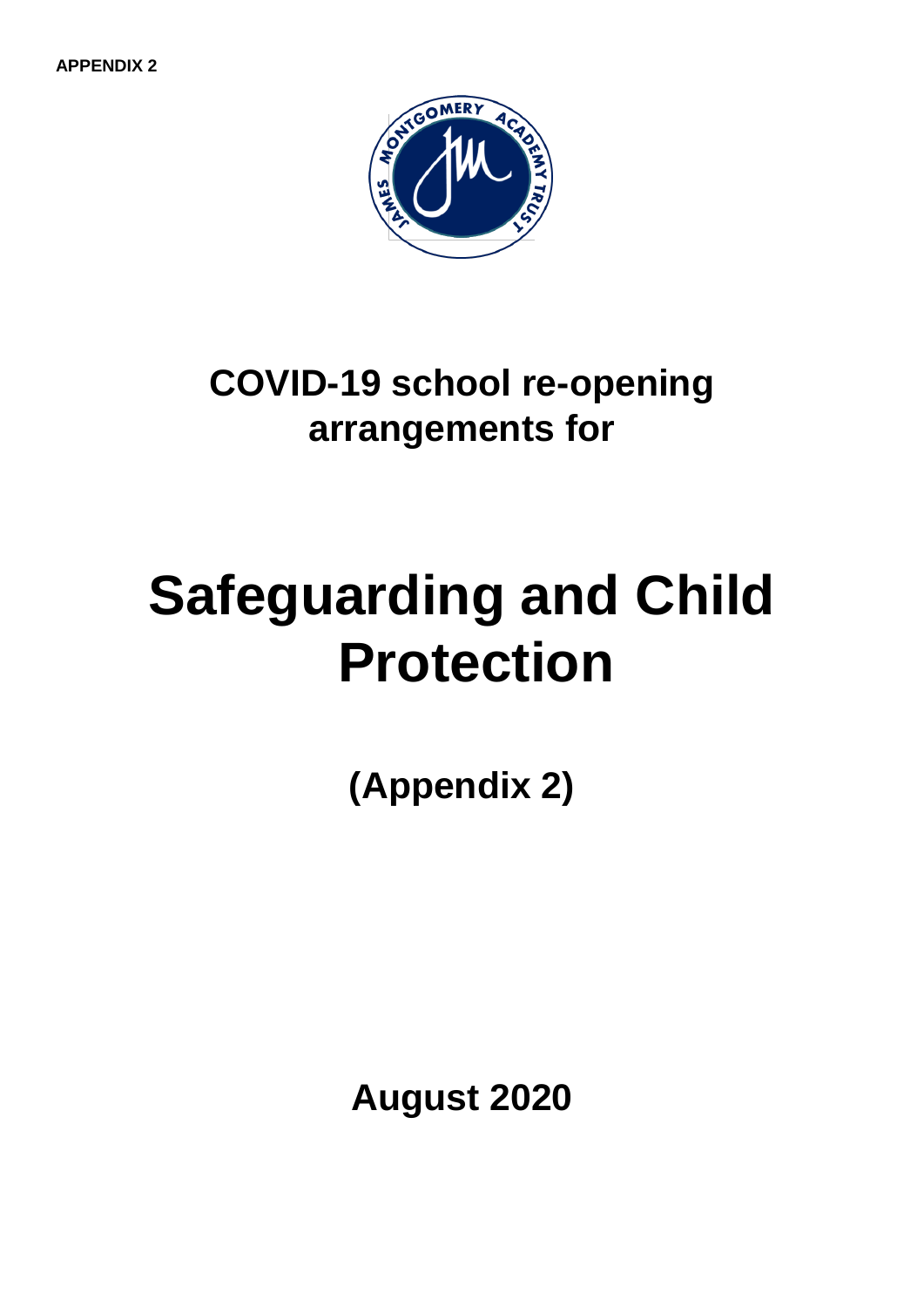**APPENDIX 2**

# COVID-19 school re-opening arrangements for

# Safeguarding and Child Protection

## (Appendix 2)

## August 2020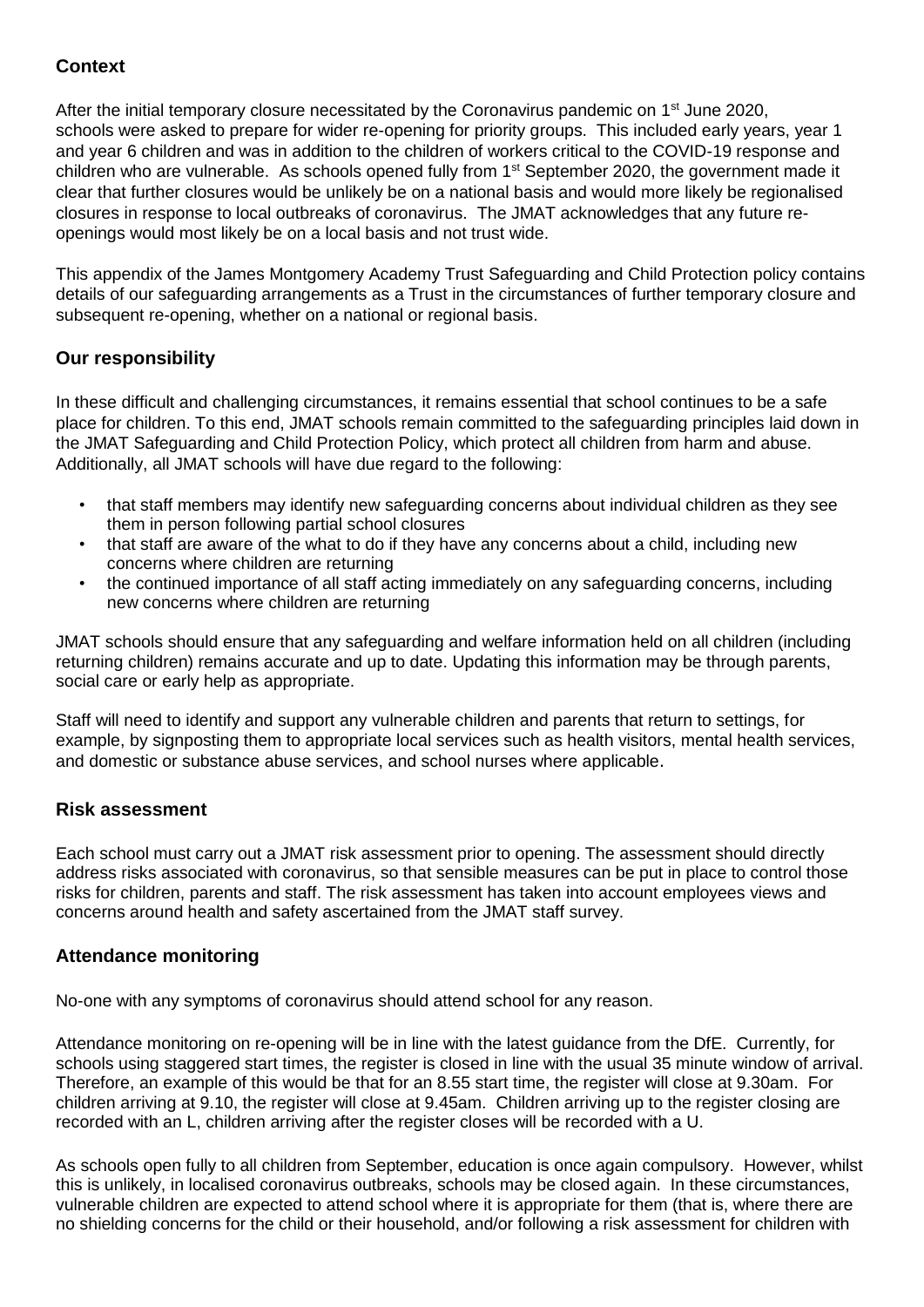## Context

After the initial temporary closure necessitated by the Coronavirus pandemic on 1st June 2020, schools were asked to prepare for wider re-opening for priority groups. This included early years, year 1 and year 6 children and was in addition to the children of workers critical to the COVID-19 response and children who are vulnerable. As schools opened fully from 1st September 2020, the government made it clear that further closures would be unlikely be on a national basis and would more likely be regionalised closures in response to local outbreaks of coronavirus. The JMAT acknowledges that any future re-openings would most likely be on a local basis and not trust wide.

This appendix of the James Montgomery Academy Trust Safeguarding and Child Protection policy contains details of our safeguarding arrangements as a Trust in the circumstances of further temporary closure and subsequent re-opening, whether on a national or regional basis.

## Our responsibility

In these difficult and challenging circumstances, it remains essential that school continues to be a safe place for children. To this end, JMAT schools remain committed to the safeguarding principles laid down in the JMAT Safeguarding and Child Protection Policy, which protect all children from harm and abuse. Additionally, all JMAT schools will have due regard to the following:

- that staff members may identify new safeguarding concerns about individual children as they see them in person following partial school closures
- that staff are aware of the what to do if they have any concerns about a child, including new concerns where children are returning
- the continued importance of all staff acting immediately on any safeguarding concerns, including new concerns where children are returning

JMAT schools should ensure that any safeguarding and welfare information held on all children (including returning children) remains accurate and up to date. Updating this information may be through parents, social care or early help as appropriate.

Staff will need to identify and support any vulnerable children and parents that return to settings, for example, by signposting them to appropriate local services such as health visitors, mental health services, and domestic or substance abuse services, and school nurses where applicable.

## Risk assessment

Each school must carry out a JMAT risk assessment prior to opening. The assessment should directly address risks associated with coronavirus, so that sensible measures can be put in place to control those risks for children, parents and staff. The risk assessment has taken into account employees views and concerns around health and safety ascertained from the JMAT staff survey.

## Attendance monitoring

No-one with any symptoms of coronavirus should attend school for any reason.

Attendance monitoring on re-opening will be in line with the latest guidance from the DfE. Currently, for schools using staggered start times, the register is closed in line with the usual 35 minute window of arrival. Therefore, an example of this would be that for an 8.55 start time, the register will close at 9.30am. For children arriving at 9.10, the register will close at 9.45am. Children arriving up to the register closing are recorded with an L, children arriving after the register closes will be recorded with a U.

As schools open fully to all children from September, education is once again compulsory. However, whilst this is unlikely, in localised coronavirus outbreaks, schools may be closed again. In these circumstances, vulnerable children are expected to attend school where it is appropriate for them (that is, where there are no shielding concerns for the child or their household, and/or following a risk assessment for children with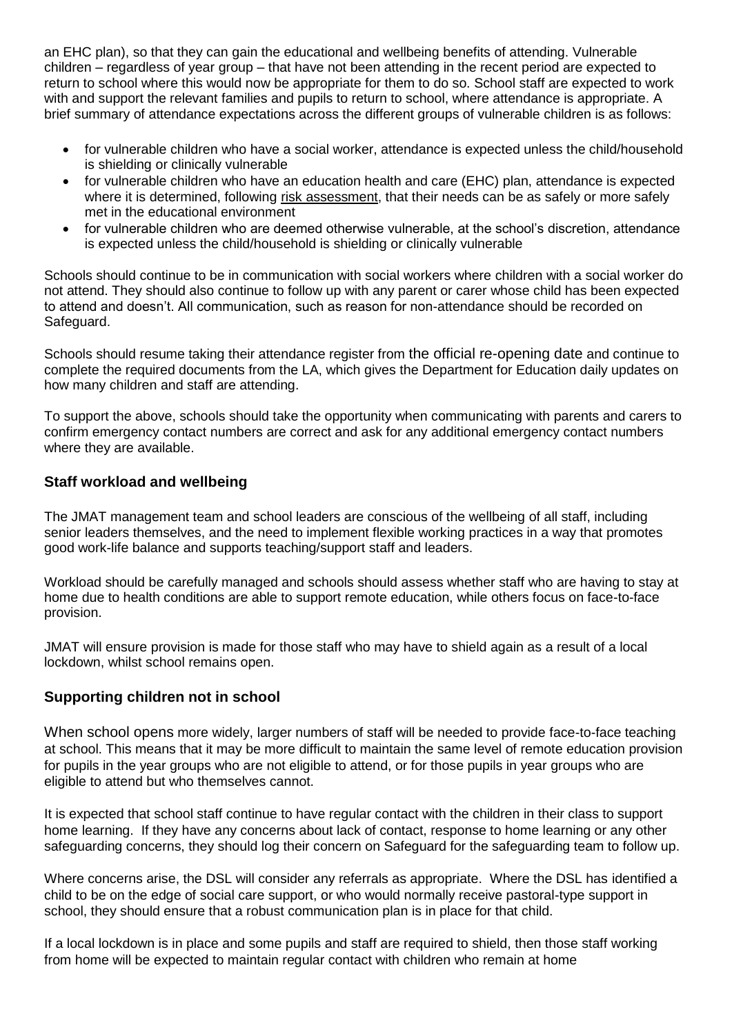an EHC plan), so that they can gain the educational and wellbeing benefits of attending. Vulnerable children – regardless of year group – that have not been attending in the recent period are expected to return to school where this would now be appropriate for them to do so. School staff are expected to work with and support the relevant families and pupils to return to school, where attendance is appropriate. A brief summary of attendance expectations across the different groups of vulnerable children is as follows:

- for vulnerable children who have a social worker, attendance is expected unless the child/household is shielding or clinically vulnerable
- for vulnerable children who have an education health and care (EHC) plan, attendance is expected where it is determined, following risk assessment, that their needs can be as safely or more safely met in the educational environment
- for vulnerable children who are deemed otherwise vulnerable, at the school's discretion, attendance is expected unless the child/household is shielding or clinically vulnerable

Schools should continue to be in communication with social workers where children with a social worker do not attend. They should also continue to follow up with any parent or carer whose child has been expected to attend and doesn't. All communication, such as reason for non-attendance should be recorded on Safeguard.

Schools should resume taking their attendance register from the official re-opening date and continue to complete the required documents from the LA, which gives the Department for Education daily updates on how many children and staff are attending.

To support the above, schools should take the opportunity when communicating with parents and carers to confirm emergency contact numbers are correct and ask for any additional emergency contact numbers where they are available.

## Staff workload and wellbeing

The JMAT management team and school leaders are conscious of the wellbeing of all staff, including senior leaders themselves, and the need to implement flexible working practices in a way that promotes good work-life balance and supports teaching/support staff and leaders.

Workload should be carefully managed and schools should assess whether staff who are having to stay at home due to health conditions are able to support remote education, while others focus on face-to-face provision.

JMAT will ensure provision is made for those staff who may have to shield again as a result of a local lockdown, whilst school remains open.

## Supporting children not in school

When school opens more widely, larger numbers of staff will be needed to provide face-to-face teaching at school. This means that it may be more difficult to maintain the same level of remote education provision for pupils in the year groups who are not eligible to attend, or for those pupils in year groups who are eligible to attend but who themselves cannot.

It is expected that school staff continue to have regular contact with the children in their class to support home learning. If they have any concerns about lack of contact, response to home learning or any other safeguarding concerns, they should log their concern on Safeguard for the safeguarding team to follow up.

Where concerns arise, the DSL will consider any referrals as appropriate. Where the DSL has identified a child to be on the edge of social care support, or who would normally receive pastoral-type support in school, they should ensure that a robust communication plan is in place for that child.

If a local lockdown is in place and some pupils and staff are required to shield, then those staff working from home will be expected to maintain regular contact with children who remain at home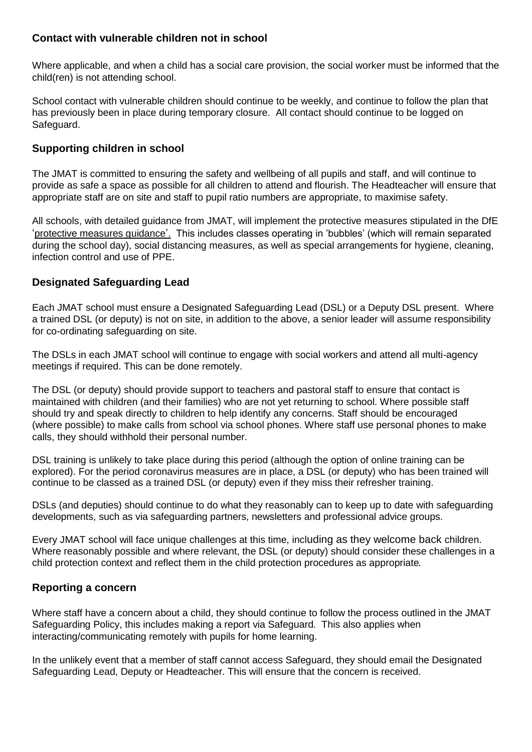### Contact with vulnerable children not in school

Where applicable, and when a child has a social care provision, the social worker must be informed that the child(ren) is not attending school.

School contact with vulnerable children should continue to be weekly, and continue to follow the plan that has previously been in place during temporary closure. All contact should continue to be logged on Safeguard.

### Supporting children in school

The JMAT is committed to ensuring the safety and wellbeing of all pupils and staff, and will continue to provide as safe a space as possible for all children to attend and flourish. The Headteacher will ensure that appropriate staff are on site and staff to pupil ratio numbers are appropriate, to maximise safety.

All schools, with detailed guidance from JMAT, will implement the protective measures stipulated in the DfE 'protective measures guidance'. This includes classes operating in 'bubbles' (which will remain separated during the school day), social distancing measures, as well as special arrangements for hygiene, cleaning, infection control and use of PPE.

### Designated Safeguarding Lead

Each JMAT school must ensure a Designated Safeguarding Lead (DSL) or a Deputy DSL present. Where a trained DSL (or deputy) is not on site, in addition to the above, a senior leader will assume responsibility for co-ordinating safeguarding on site.

The DSLs in each JMAT school will continue to engage with social workers and attend all multi-agency meetings if required. This can be done remotely.

The DSL (or deputy) should provide support to teachers and pastoral staff to ensure that contact is maintained with children (and their families) who are not yet returning to school. Where possible staff should try and speak directly to children to help identify any concerns. Staff should be encouraged (where possible) to make calls from school via school phones. Where staff use personal phones to make calls, they should withhold their personal number.

DSL training is unlikely to take place during this period (although the option of online training can be explored). For the period coronavirus measures are in place, a DSL (or deputy) who has been trained will continue to be classed as a trained DSL (or deputy) even if they miss their refresher training.

DSLs (and deputies) should continue to do what they reasonably can to keep up to date with safeguarding developments, such as via safeguarding partners, newsletters and professional advice groups.

Every JMAT school will face unique challenges at this time, including as they welcome back children. Where reasonably possible and where relevant, the DSL (or deputy) should consider these challenges in a child protection context and reflect them in the child protection procedures as appropriate.

### Reporting a concern

Where staff have a concern about a child, they should continue to follow the process outlined in the JMAT Safeguarding Policy, this includes making a report via Safeguard. This also applies when interacting/communicating remotely with pupils for home learning.

In the unlikely event that a member of staff cannot access Safeguard, they should email the Designated Safeguarding Lead, Deputy or Headteacher. This will ensure that the concern is received.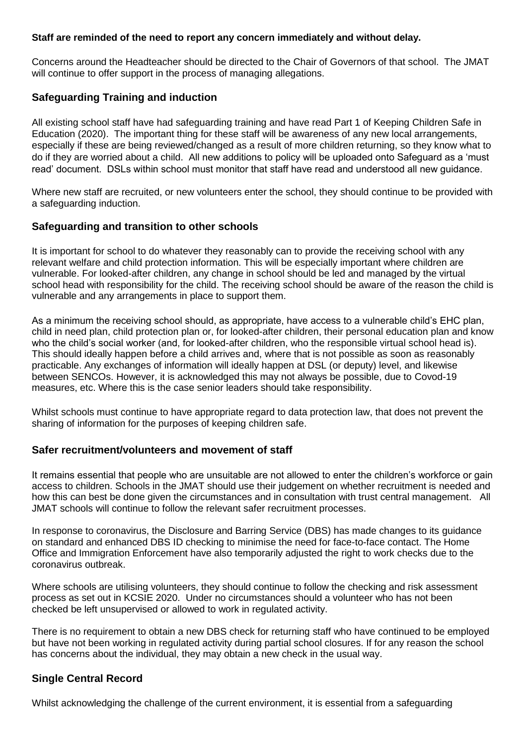**Staff are reminded of the need to report any concern immediately and without delay.**

Concerns around the Headteacher should be directed to the Chair of Governors of that school. The JMAT will continue to offer support in the process of managing allegations.

## Safeguarding Training and induction

All existing school staff have had safeguarding training and have read Part 1 of Keeping Children Safe in Education (2020). The important thing for these staff will be awareness of any new local arrangements, especially if these are being reviewed/changed as a result of more children returning, so they know what to do if they are worried about a child. All new additions to policy will be uploaded onto Safeguard as a 'must read' document. DSLs within school must monitor that staff have read and understood all new guidance.

Where new staff are recruited, or new volunteers enter the school, they should continue to be provided with a safeguarding induction.

## Safeguarding and transition to other schools

It is important for school to do whatever they reasonably can to provide the receiving school with any relevant welfare and child protection information. This will be especially important where children are vulnerable. For looked-after children, any change in school should be led and managed by the virtual school head with responsibility for the child. The receiving school should be aware of the reason the child is vulnerable and any arrangements in place to support them.

As a minimum the receiving school should, as appropriate, have access to a vulnerable child's EHC plan, child in need plan, child protection plan or, for looked-after children, their personal education plan and know who the child's social worker (and, for looked-after children, who the responsible virtual school head is). This should ideally happen before a child arrives and, where that is not possible as soon as reasonably practicable. Any exchanges of information will ideally happen at DSL (or deputy) level, and likewise between SENCOs. However, it is acknowledged this may not always be possible, due to Covod-19 measures, etc. Where this is the case senior leaders should take responsibility.

Whilst schools must continue to have appropriate regard to data protection law, that does not prevent the sharing of information for the purposes of keeping children safe.

## Safer recruitment/volunteers and movement of staff

It remains essential that people who are unsuitable are not allowed to enter the children's workforce or gain access to children. Schools in the JMAT should use their judgement on whether recruitment is needed and how this can best be done given the circumstances and in consultation with trust central management. All JMAT schools will continue to follow the relevant safer recruitment processes.

In response to coronavirus, the Disclosure and Barring Service (DBS) has made changes to its guidance on standard and enhanced DBS ID checking to minimise the need for face-to-face contact. The Home Office and Immigration Enforcement have also temporarily adjusted the right to work checks due to the coronavirus outbreak.

Where schools are utilising volunteers, they should continue to follow the checking and risk assessment process as set out in KCSIE 2020. Under no circumstances should a volunteer who has not been checked be left unsupervised or allowed to work in regulated activity.

There is no requirement to obtain a new DBS check for returning staff who have continued to be employed but have not been working in regulated activity during partial school closures. If for any reason the school has concerns about the individual, they may obtain a new check in the usual way.

## Single Central Record

Whilst acknowledging the challenge of the current environment, it is essential from a safeguarding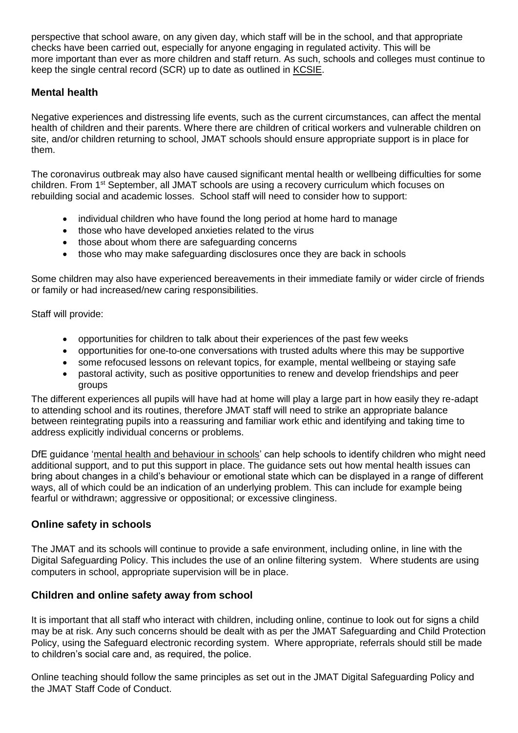perspective that school aware, on any given day, which staff will be in the school, and that appropriate checks have been carried out, especially for anyone engaging in regulated activity. This will be more important than ever as more children and staff return. As such, schools and colleges must continue to keep the single central record (SCR) up to date as outlined in KCSIE.

### Mental health

Negative experiences and distressing life events, such as the current circumstances, can affect the mental health of children and their parents. Where there are children of critical workers and vulnerable children on site, and/or children returning to school, JMAT schools should ensure appropriate support is in place for them.

The coronavirus outbreak may also have caused significant mental health or wellbeing difficulties for some children. From 1st September, all JMAT schools are using a recovery curriculum which focuses on rebuilding social and academic losses. School staff will need to consider how to support:

- individual children who have found the long period at home hard to manage
- those who have developed anxieties related to the virus
- those about whom there are safeguarding concerns
- those who may make safeguarding disclosures once they are back in schools

Some children may also have experienced bereavements in their immediate family or wider circle of friends or family or had increased/new caring responsibilities.

Staff will provide:

- opportunities for children to talk about their experiences of the past few weeks
- opportunities for one-to-one conversations with trusted adults where this may be supportive
- some refocused lessons on relevant topics, for example, mental wellbeing or staying safe
- pastoral activity, such as positive opportunities to renew and develop friendships and peer groups

The different experiences all pupils will have had at home will play a large part in how easily they re-adapt to attending school and its routines, therefore JMAT staff will need to strike an appropriate balance between reintegrating pupils into a reassuring and familiar work ethic and identifying and taking time to address explicitly individual concerns or problems.

DfE guidance 'mental health and behaviour in schools' can help schools to identify children who might need additional support, and to put this support in place. The guidance sets out how mental health issues can bring about changes in a child's behaviour or emotional state which can be displayed in a range of different ways, all of which could be an indication of an underlying problem. This can include for example being fearful or withdrawn; aggressive or oppositional; or excessive clinginess.

### Online safety in schools

The JMAT and its schools will continue to provide a safe environment, including online, in line with the Digital Safeguarding Policy. This includes the use of an online filtering system. Where students are using computers in school, appropriate supervision will be in place.

### Children and online safety away from school

It is important that all staff who interact with children, including online, continue to look out for signs a child may be at risk. Any such concerns should be dealt with as per the JMAT Safeguarding and Child Protection Policy, using the Safeguard electronic recording system. Where appropriate, referrals should still be made to children's social care and, as required, the police.

Online teaching should follow the same principles as set out in the JMAT Digital Safeguarding Policy and the JMAT Staff Code of Conduct.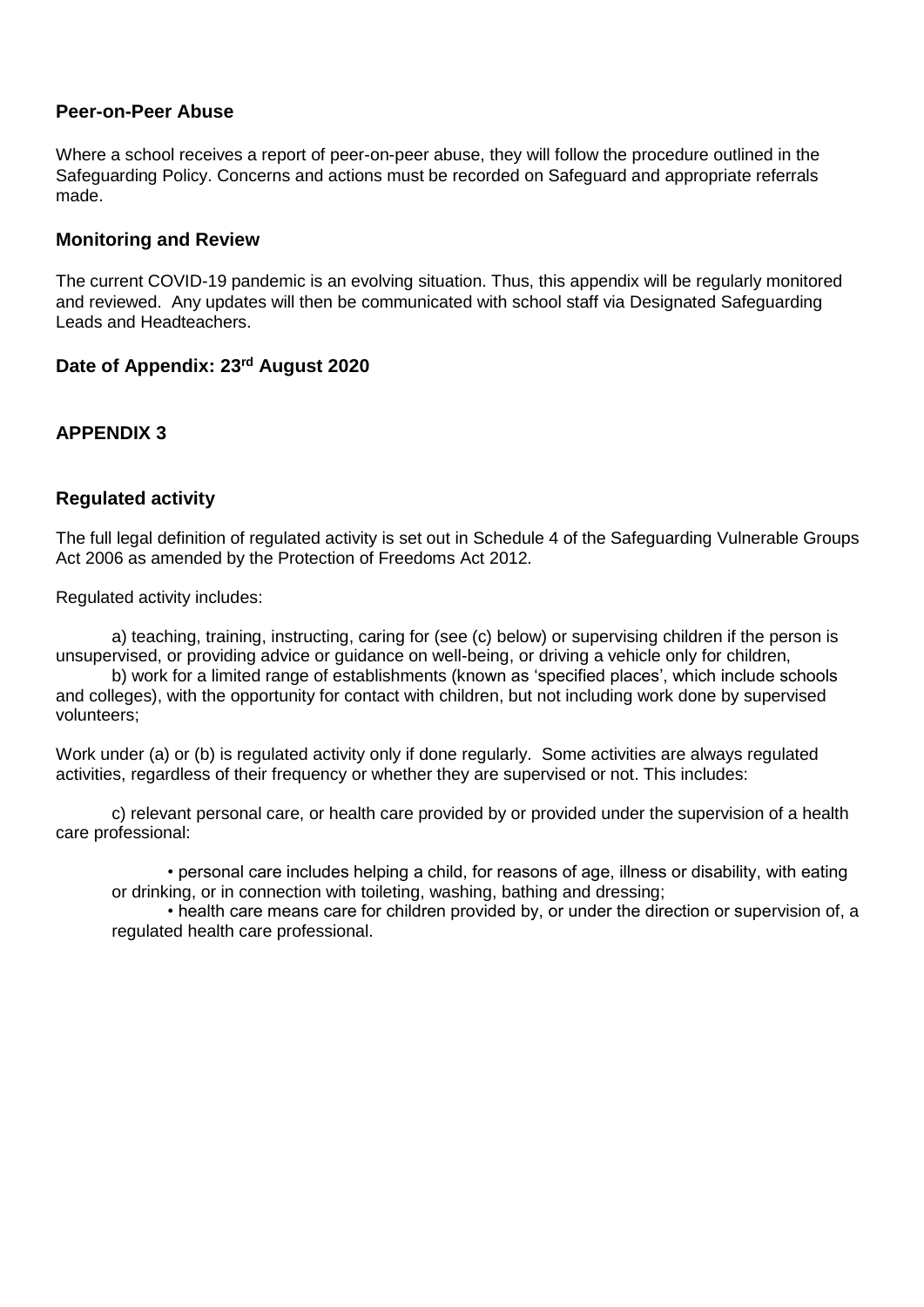### Peer-on-Peer Abuse

Where a school receives a report of peer-on-peer abuse, they will follow the procedure outlined in the Safeguarding Policy. Concerns and actions must be recorded on Safeguard and appropriate referrals made.

### Monitoring and Review

The current COVID-19 pandemic is an evolving situation. Thus, this appendix will be regularly monitored and reviewed. Any updates will then be communicated with school staff via Designated Safeguarding Leads and Headteachers.

### Date of Appendix: 23rd August 2020

## APPENDIX 3

### Regulated activity

The full legal definition of regulated activity is set out in Schedule 4 of the Safeguarding Vulnerable Groups Act 2006 as amended by the Protection of Freedoms Act 2012.

Regulated activity includes:

a) teaching, training, instructing, caring for (see (c) below) or supervising children if the person is unsupervised, or providing advice or guidance on well-being, or driving a vehicle only for children,

b) work for a limited range of establishments (known as 'specified places', which include schools and colleges), with the opportunity for contact with children, but not including work done by supervised volunteers;

Work under (a) or (b) is regulated activity only if done regularly. Some activities are always regulated activities, regardless of their frequency or whether they are supervised or not. This includes:

c) relevant personal care, or health care provided by or provided under the supervision of a health care professional:

- personal care includes helping a child, for reasons of age, illness or disability, with eating or drinking, or in connection with toileting, washing, bathing and dressing;
- health care means care for children provided by, or under the direction or supervision of, a regulated health care professional.